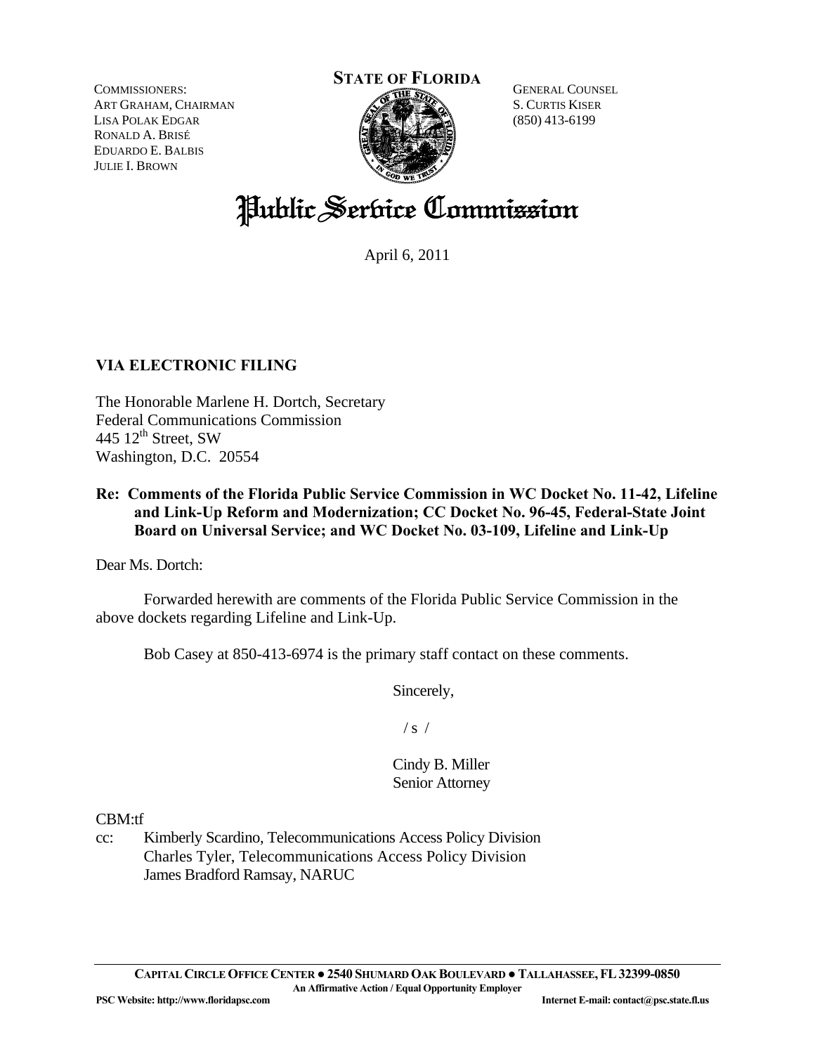COMMISSIONERS:
ART GRAHAM, CHAIRMAN
LISA POLAK EDGAR
RONALD A. BRISÉ
EDUARDO E. BALBIS
JULIE I. BROWN

**STATE OF FLORIDA**

GENERAL COUNSEL
S. CURTIS KISER
(850) 413-6199

# Public Service Commission

April 6, 2011

**VIA ELECTRONIC FILING**

The Honorable Marlene H. Dortch, Secretary
Federal Communications Commission
445 12th Street, SW
Washington, D.C. 20554

**Re: Comments of the Florida Public Service Commission in WC Docket No. 11-42, Lifeline and Link-Up Reform and Modernization; CC Docket No. 96-45, Federal-State Joint Board on Universal Service; and WC Docket No. 03-109, Lifeline and Link-Up**

Dear Ms. Dortch:

Forwarded herewith are comments of the Florida Public Service Commission in the above dockets regarding Lifeline and Link-Up.

Bob Casey at 850-413-6974 is the primary staff contact on these comments.

Sincerely,

/ s /

Cindy B. Miller
Senior Attorney

CBM:tf

cc: Kimberly Scardino, Telecommunications Access Policy Division
Charles Tyler, Telecommunications Access Policy Division
James Bradford Ramsay, NARUC

**CAPITAL CIRCLE OFFICE CENTER ● 2540 SHUMARD OAK BOULEVARD ● TALLAHASSEE, FL 32399-0850**
**An Affirmative Action / Equal Opportunity Employer**
**PSC Website: http://www.floridapsc.com** **Internet E-mail: contact@psc.state.fl.us**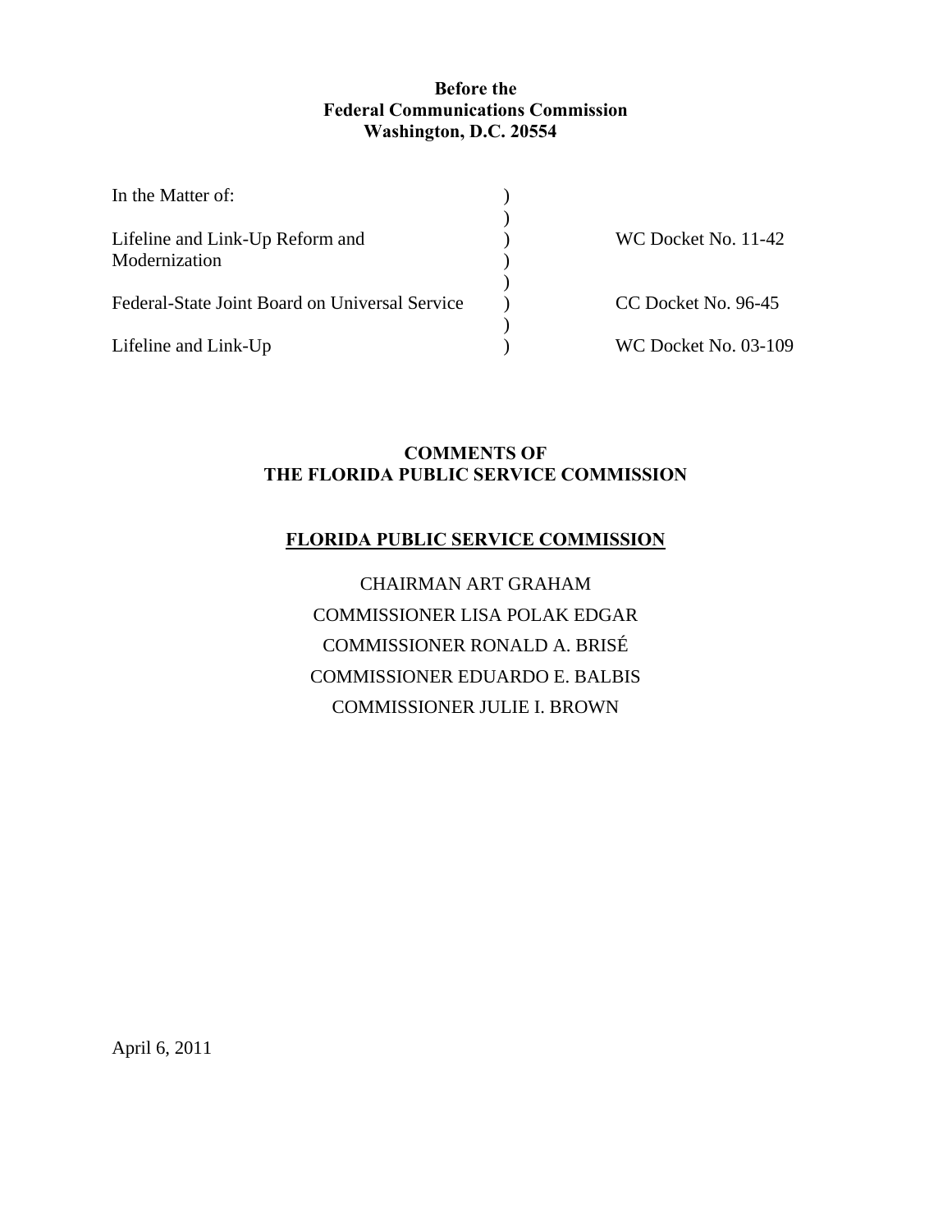**Before the**
**Federal Communications Commission**
**Washington, D.C. 20554**

| In the Matter of: | ) | |
|---|---|---|
| | ) | |
| Lifeline and Link-Up Reform and Modernization | ) | WC Docket No. 11-42 |
| | ) | |
| Federal-State Joint Board on Universal Service | ) | CC Docket No. 96-45 |
| | ) | |
| Lifeline and Link-Up | ) | WC Docket No. 03-109 |

**COMMENTS OF**
**THE FLORIDA PUBLIC SERVICE COMMISSION**

**FLORIDA PUBLIC SERVICE COMMISSION**

CHAIRMAN ART GRAHAM
COMMISSIONER LISA POLAK EDGAR
COMMISSIONER RONALD A. BRISÉ
COMMISSIONER EDUARDO E. BALBIS
COMMISSIONER JULIE I. BROWN

April 6, 2011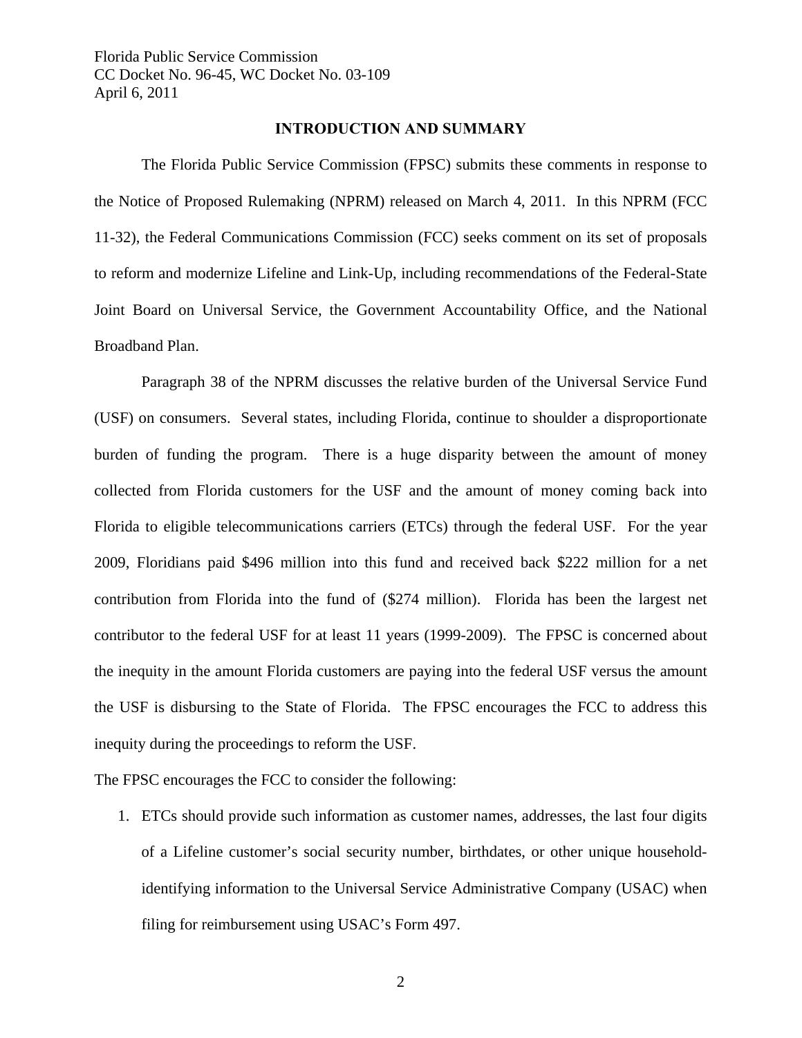## INTRODUCTION AND SUMMARY

The Florida Public Service Commission (FPSC) submits these comments in response to the Notice of Proposed Rulemaking (NPRM) released on March 4, 2011. In this NPRM (FCC 11-32), the Federal Communications Commission (FCC) seeks comment on its set of proposals to reform and modernize Lifeline and Link-Up, including recommendations of the Federal-State Joint Board on Universal Service, the Government Accountability Office, and the National Broadband Plan.

Paragraph 38 of the NPRM discusses the relative burden of the Universal Service Fund (USF) on consumers. Several states, including Florida, continue to shoulder a disproportionate burden of funding the program. There is a huge disparity between the amount of money collected from Florida customers for the USF and the amount of money coming back into Florida to eligible telecommunications carriers (ETCs) through the federal USF. For the year 2009, Floridians paid $496 million into this fund and received back $222 million for a net contribution from Florida into the fund of ($274 million). Florida has been the largest net contributor to the federal USF for at least 11 years (1999-2009). The FPSC is concerned about the inequity in the amount Florida customers are paying into the federal USF versus the amount the USF is disbursing to the State of Florida. The FPSC encourages the FCC to address this inequity during the proceedings to reform the USF.

The FPSC encourages the FCC to consider the following:

1. ETCs should provide such information as customer names, addresses, the last four digits of a Lifeline customer's social security number, birthdates, or other unique household-identifying information to the Universal Service Administrative Company (USAC) when filing for reimbursement using USAC's Form 497.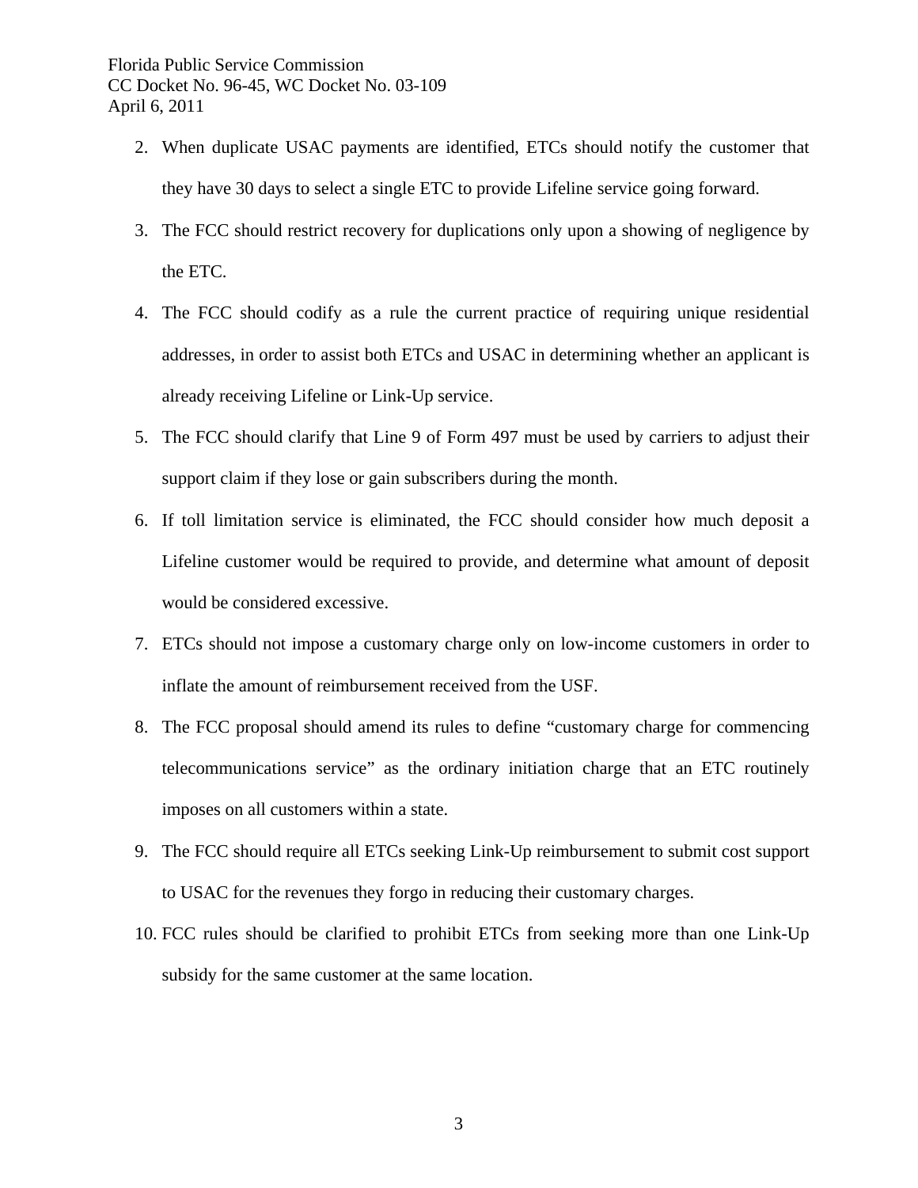2. When duplicate USAC payments are identified, ETCs should notify the customer that they have 30 days to select a single ETC to provide Lifeline service going forward.
3. The FCC should restrict recovery for duplications only upon a showing of negligence by the ETC.
4. The FCC should codify as a rule the current practice of requiring unique residential addresses, in order to assist both ETCs and USAC in determining whether an applicant is already receiving Lifeline or Link-Up service.
5. The FCC should clarify that Line 9 of Form 497 must be used by carriers to adjust their support claim if they lose or gain subscribers during the month.
6. If toll limitation service is eliminated, the FCC should consider how much deposit a Lifeline customer would be required to provide, and determine what amount of deposit would be considered excessive.
7. ETCs should not impose a customary charge only on low-income customers in order to inflate the amount of reimbursement received from the USF.
8. The FCC proposal should amend its rules to define "customary charge for commencing telecommunications service" as the ordinary initiation charge that an ETC routinely imposes on all customers within a state.
9. The FCC should require all ETCs seeking Link-Up reimbursement to submit cost support to USAC for the revenues they forgo in reducing their customary charges.
10. FCC rules should be clarified to prohibit ETCs from seeking more than one Link-Up subsidy for the same customer at the same location.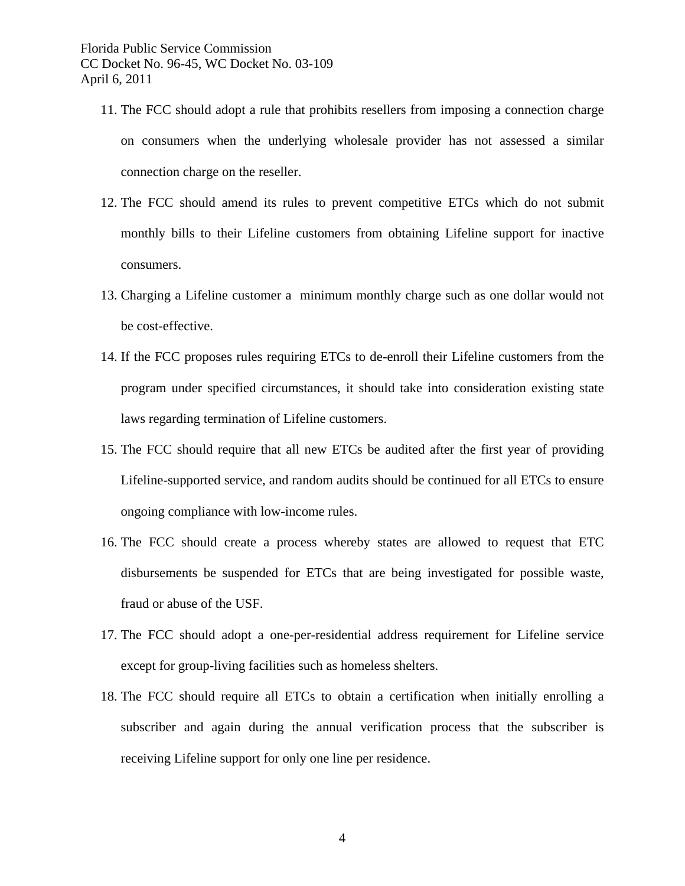11. The FCC should adopt a rule that prohibits resellers from imposing a connection charge on consumers when the underlying wholesale provider has not assessed a similar connection charge on the reseller.
12. The FCC should amend its rules to prevent competitive ETCs which do not submit monthly bills to their Lifeline customers from obtaining Lifeline support for inactive consumers.
13. Charging a Lifeline customer a minimum monthly charge such as one dollar would not be cost-effective.
14. If the FCC proposes rules requiring ETCs to de-enroll their Lifeline customers from the program under specified circumstances, it should take into consideration existing state laws regarding termination of Lifeline customers.
15. The FCC should require that all new ETCs be audited after the first year of providing Lifeline-supported service, and random audits should be continued for all ETCs to ensure ongoing compliance with low-income rules.
16. The FCC should create a process whereby states are allowed to request that ETC disbursements be suspended for ETCs that are being investigated for possible waste, fraud or abuse of the USF.
17. The FCC should adopt a one-per-residential address requirement for Lifeline service except for group-living facilities such as homeless shelters.
18. The FCC should require all ETCs to obtain a certification when initially enrolling a subscriber and again during the annual verification process that the subscriber is receiving Lifeline support for only one line per residence.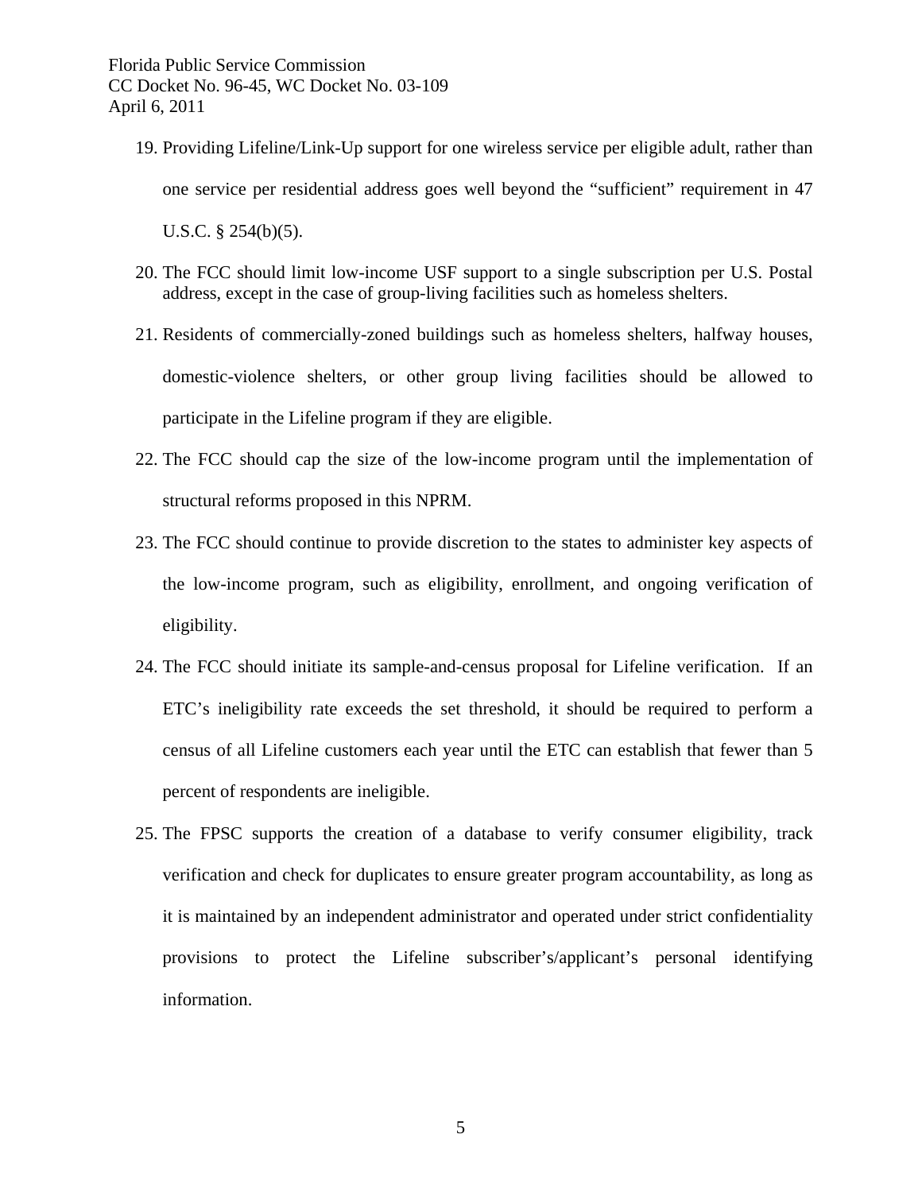19. Providing Lifeline/Link-Up support for one wireless service per eligible adult, rather than one service per residential address goes well beyond the "sufficient" requirement in 47 U.S.C. § 254(b)(5).
20. The FCC should limit low-income USF support to a single subscription per U.S. Postal address, except in the case of group-living facilities such as homeless shelters.
21. Residents of commercially-zoned buildings such as homeless shelters, halfway houses, domestic-violence shelters, or other group living facilities should be allowed to participate in the Lifeline program if they are eligible.
22. The FCC should cap the size of the low-income program until the implementation of structural reforms proposed in this NPRM.
23. The FCC should continue to provide discretion to the states to administer key aspects of the low-income program, such as eligibility, enrollment, and ongoing verification of eligibility.
24. The FCC should initiate its sample-and-census proposal for Lifeline verification. If an ETC's ineligibility rate exceeds the set threshold, it should be required to perform a census of all Lifeline customers each year until the ETC can establish that fewer than 5 percent of respondents are ineligible.
25. The FPSC supports the creation of a database to verify consumer eligibility, track verification and check for duplicates to ensure greater program accountability, as long as it is maintained by an independent administrator and operated under strict confidentiality provisions to protect the Lifeline subscriber's/applicant's personal identifying information.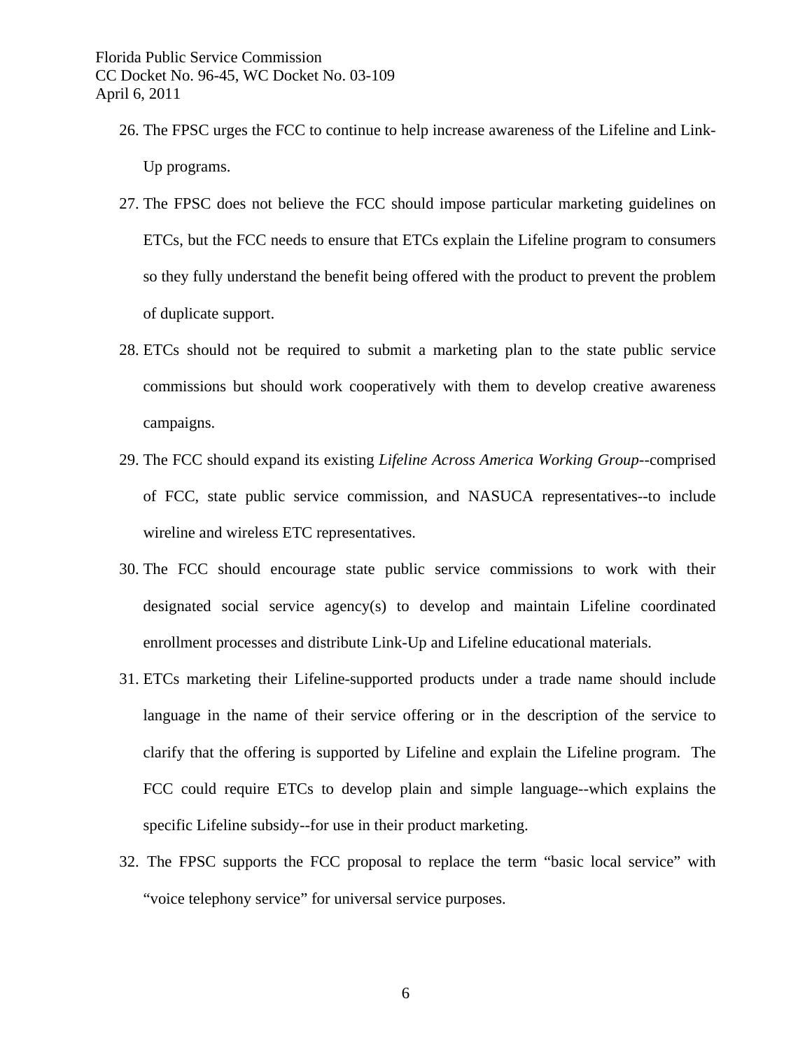26. The FPSC urges the FCC to continue to help increase awareness of the Lifeline and Link-Up programs.

27. The FPSC does not believe the FCC should impose particular marketing guidelines on ETCs, but the FCC needs to ensure that ETCs explain the Lifeline program to consumers so they fully understand the benefit being offered with the product to prevent the problem of duplicate support.

28. ETCs should not be required to submit a marketing plan to the state public service commissions but should work cooperatively with them to develop creative awareness campaigns.

29. The FCC should expand its existing *Lifeline Across America Working Group*--comprised of FCC, state public service commission, and NASUCA representatives--to include wireline and wireless ETC representatives.

30. The FCC should encourage state public service commissions to work with their designated social service agency(s) to develop and maintain Lifeline coordinated enrollment processes and distribute Link-Up and Lifeline educational materials.

31. ETCs marketing their Lifeline-supported products under a trade name should include language in the name of their service offering or in the description of the service to clarify that the offering is supported by Lifeline and explain the Lifeline program. The FCC could require ETCs to develop plain and simple language--which explains the specific Lifeline subsidy--for use in their product marketing.

32. The FPSC supports the FCC proposal to replace the term "basic local service" with "voice telephony service" for universal service purposes.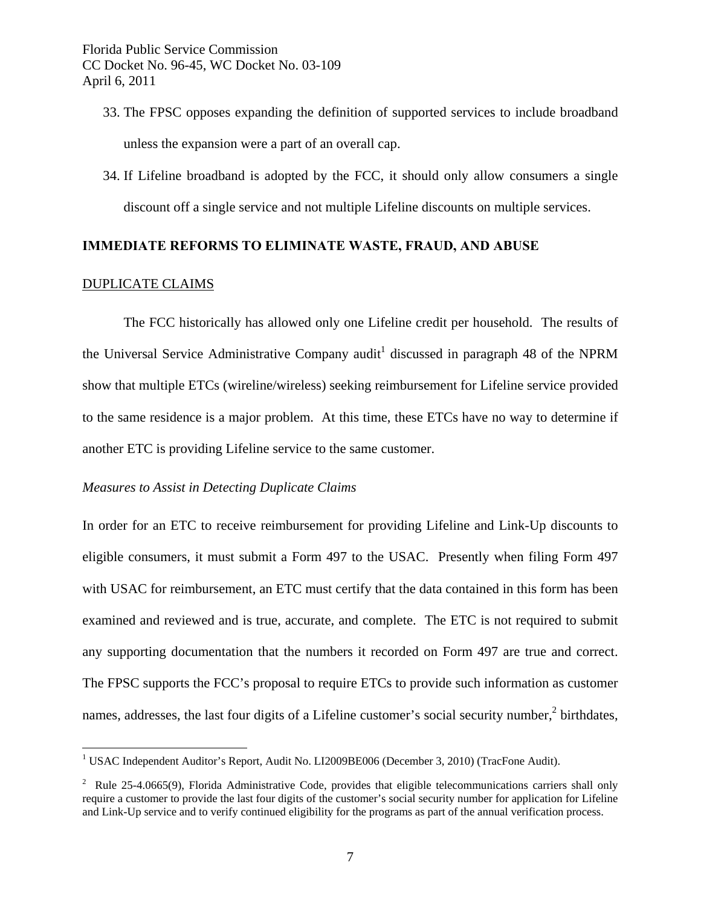33. The FPSC opposes expanding the definition of supported services to include broadband unless the expansion were a part of an overall cap.

34. If Lifeline broadband is adopted by the FCC, it should only allow consumers a single discount off a single service and not multiple Lifeline discounts on multiple services.

## IMMEDIATE REFORMS TO ELIMINATE WASTE, FRAUD, AND ABUSE

### DUPLICATE CLAIMS

The FCC historically has allowed only one Lifeline credit per household. The results of the Universal Service Administrative Company audit[1] discussed in paragraph 48 of the NPRM show that multiple ETCs (wireline/wireless) seeking reimbursement for Lifeline service provided to the same residence is a major problem. At this time, these ETCs have no way to determine if another ETC is providing Lifeline service to the same customer.

*Measures to Assist in Detecting Duplicate Claims*

In order for an ETC to receive reimbursement for providing Lifeline and Link-Up discounts to eligible consumers, it must submit a Form 497 to the USAC. Presently when filing Form 497 with USAC for reimbursement, an ETC must certify that the data contained in this form has been examined and reviewed and is true, accurate, and complete. The ETC is not required to submit any supporting documentation that the numbers it recorded on Form 497 are true and correct. The FPSC supports the FCC's proposal to require ETCs to provide such information as customer names, addresses, the last four digits of a Lifeline customer's social security number,[2] birthdates,

---

[1] USAC Independent Auditor's Report, Audit No. LI2009BE006 (December 3, 2010) (TracFone Audit).

[2] Rule 25-4.0665(9), Florida Administrative Code, provides that eligible telecommunications carriers shall only require a customer to provide the last four digits of the customer's social security number for application for Lifeline and Link-Up service and to verify continued eligibility for the programs as part of the annual verification process.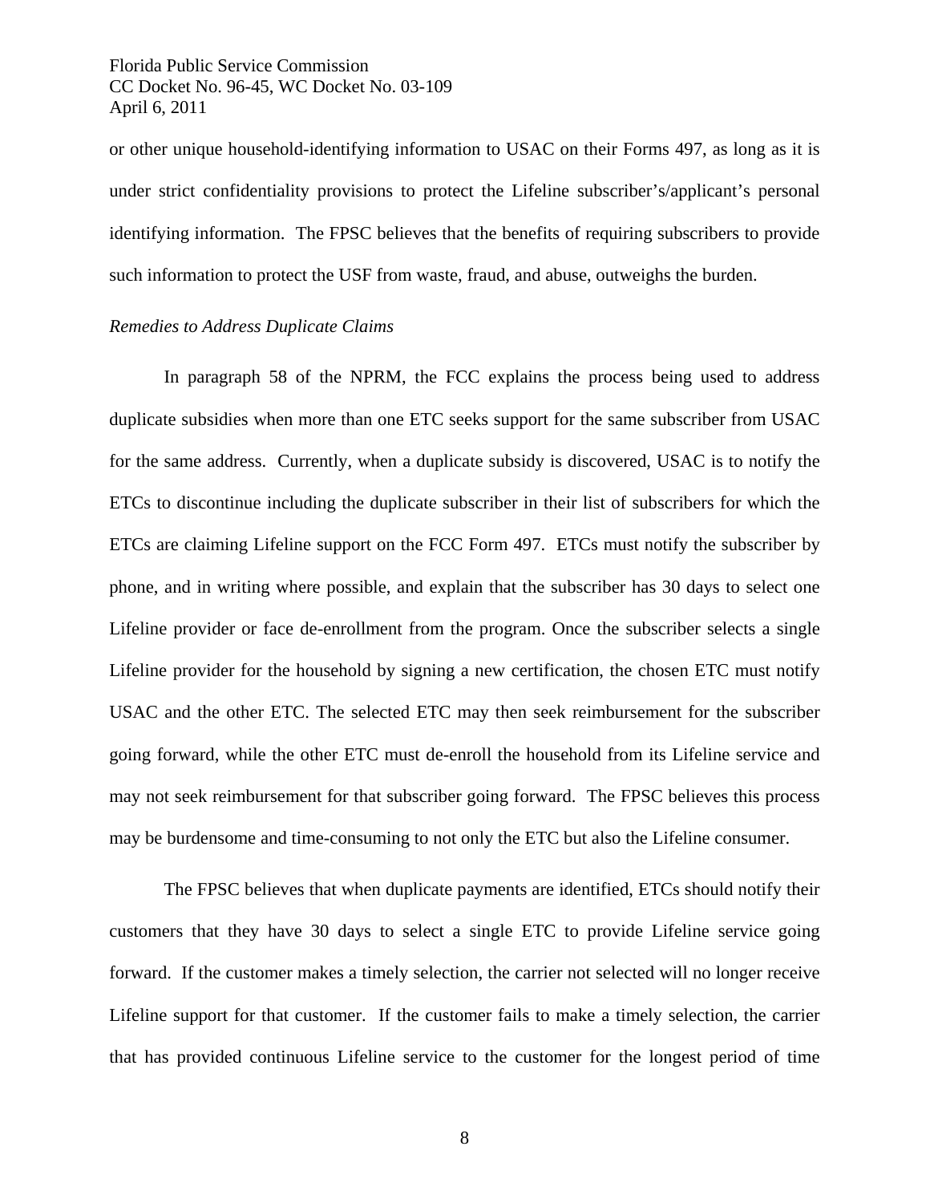or other unique household-identifying information to USAC on their Forms 497, as long as it is under strict confidentiality provisions to protect the Lifeline subscriber's/applicant's personal identifying information. The FPSC believes that the benefits of requiring subscribers to provide such information to protect the USF from waste, fraud, and abuse, outweighs the burden.

*Remedies to Address Duplicate Claims*

In paragraph 58 of the NPRM, the FCC explains the process being used to address duplicate subsidies when more than one ETC seeks support for the same subscriber from USAC for the same address. Currently, when a duplicate subsidy is discovered, USAC is to notify the ETCs to discontinue including the duplicate subscriber in their list of subscribers for which the ETCs are claiming Lifeline support on the FCC Form 497. ETCs must notify the subscriber by phone, and in writing where possible, and explain that the subscriber has 30 days to select one Lifeline provider or face de-enrollment from the program. Once the subscriber selects a single Lifeline provider for the household by signing a new certification, the chosen ETC must notify USAC and the other ETC. The selected ETC may then seek reimbursement for the subscriber going forward, while the other ETC must de-enroll the household from its Lifeline service and may not seek reimbursement for that subscriber going forward. The FPSC believes this process may be burdensome and time-consuming to not only the ETC but also the Lifeline consumer.

The FPSC believes that when duplicate payments are identified, ETCs should notify their customers that they have 30 days to select a single ETC to provide Lifeline service going forward. If the customer makes a timely selection, the carrier not selected will no longer receive Lifeline support for that customer. If the customer fails to make a timely selection, the carrier that has provided continuous Lifeline service to the customer for the longest period of time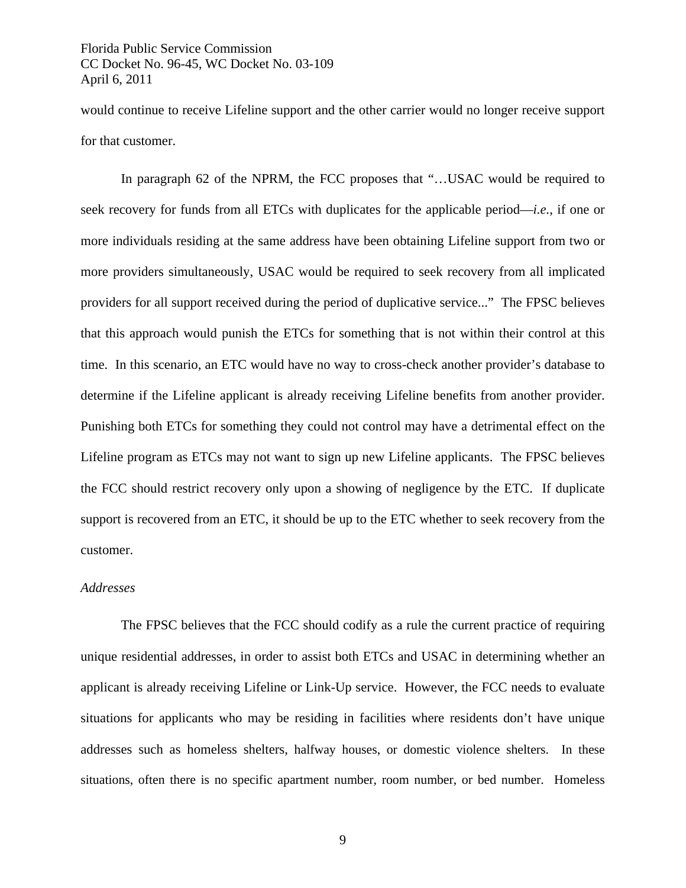would continue to receive Lifeline support and the other carrier would no longer receive support for that customer.

In paragraph 62 of the NPRM, the FCC proposes that "…USAC would be required to seek recovery for funds from all ETCs with duplicates for the applicable period—*i.e.*, if one or more individuals residing at the same address have been obtaining Lifeline support from two or more providers simultaneously, USAC would be required to seek recovery from all implicated providers for all support received during the period of duplicative service..." The FPSC believes that this approach would punish the ETCs for something that is not within their control at this time. In this scenario, an ETC would have no way to cross-check another provider's database to determine if the Lifeline applicant is already receiving Lifeline benefits from another provider. Punishing both ETCs for something they could not control may have a detrimental effect on the Lifeline program as ETCs may not want to sign up new Lifeline applicants. The FPSC believes the FCC should restrict recovery only upon a showing of negligence by the ETC. If duplicate support is recovered from an ETC, it should be up to the ETC whether to seek recovery from the customer.

*Addresses*

The FPSC believes that the FCC should codify as a rule the current practice of requiring unique residential addresses, in order to assist both ETCs and USAC in determining whether an applicant is already receiving Lifeline or Link-Up service. However, the FCC needs to evaluate situations for applicants who may be residing in facilities where residents don't have unique addresses such as homeless shelters, halfway houses, or domestic violence shelters. In these situations, often there is no specific apartment number, room number, or bed number. Homeless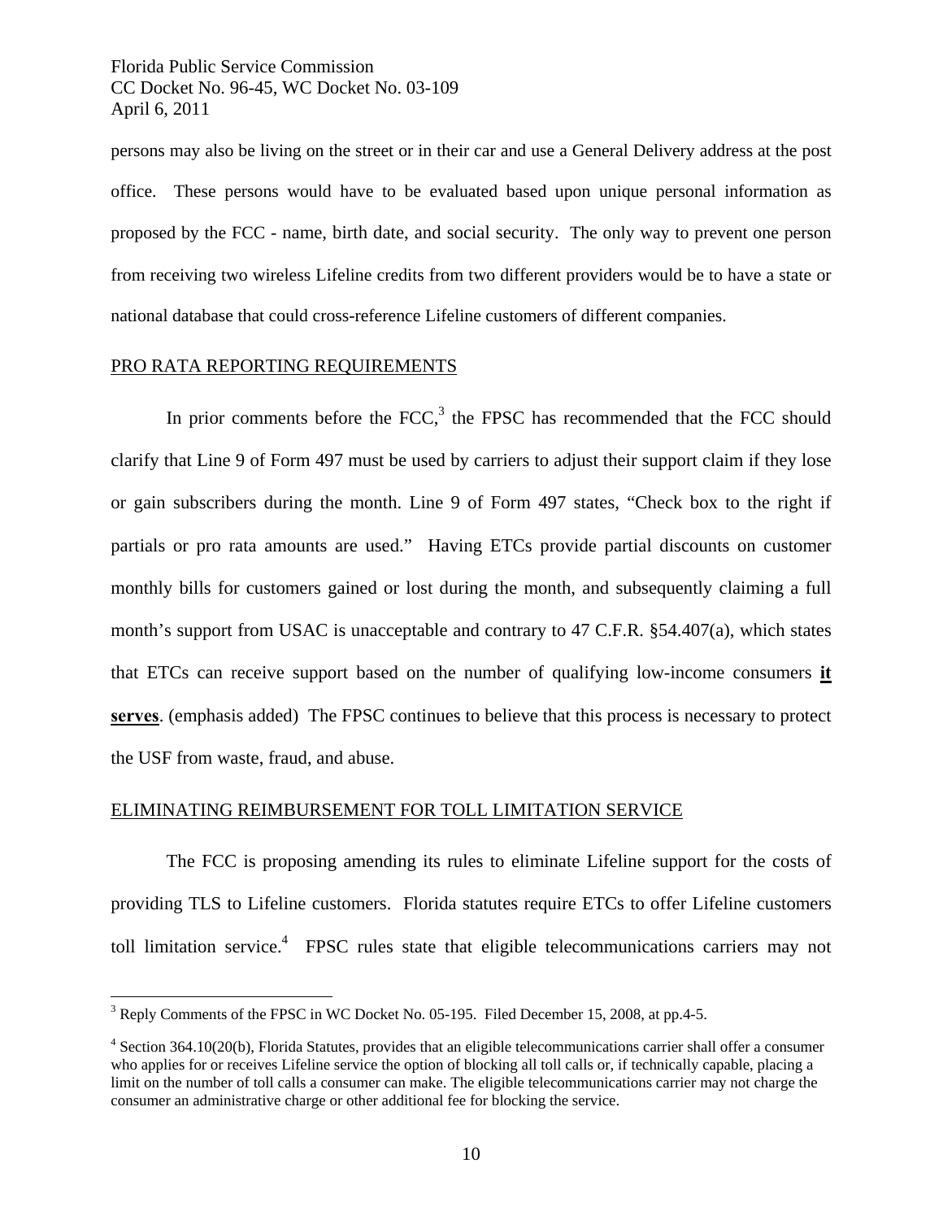persons may also be living on the street or in their car and use a General Delivery address at the post office. These persons would have to be evaluated based upon unique personal information as proposed by the FCC - name, birth date, and social security. The only way to prevent one person from receiving two wireless Lifeline credits from two different providers would be to have a state or national database that could cross-reference Lifeline customers of different companies.

## PRO RATA REPORTING REQUIREMENTS

In prior comments before the FCC,[3] the FPSC has recommended that the FCC should clarify that Line 9 of Form 497 must be used by carriers to adjust their support claim if they lose or gain subscribers during the month. Line 9 of Form 497 states, "Check box to the right if partials or pro rata amounts are used." Having ETCs provide partial discounts on customer monthly bills for customers gained or lost during the month, and subsequently claiming a full month's support from USAC is unacceptable and contrary to 47 C.F.R. §54.407(a), which states that ETCs can receive support based on the number of qualifying low-income consumers **it serves**. (emphasis added) The FPSC continues to believe that this process is necessary to protect the USF from waste, fraud, and abuse.

## ELIMINATING REIMBURSEMENT FOR TOLL LIMITATION SERVICE

The FCC is proposing amending its rules to eliminate Lifeline support for the costs of providing TLS to Lifeline customers. Florida statutes require ETCs to offer Lifeline customers toll limitation service.[4] FPSC rules state that eligible telecommunications carriers may not

---

[3] Reply Comments of the FPSC in WC Docket No. 05-195. Filed December 15, 2008, at pp.4-5.

[4] Section 364.10(20(b), Florida Statutes, provides that an eligible telecommunications carrier shall offer a consumer who applies for or receives Lifeline service the option of blocking all toll calls or, if technically capable, placing a limit on the number of toll calls a consumer can make. The eligible telecommunications carrier may not charge the consumer an administrative charge or other additional fee for blocking the service.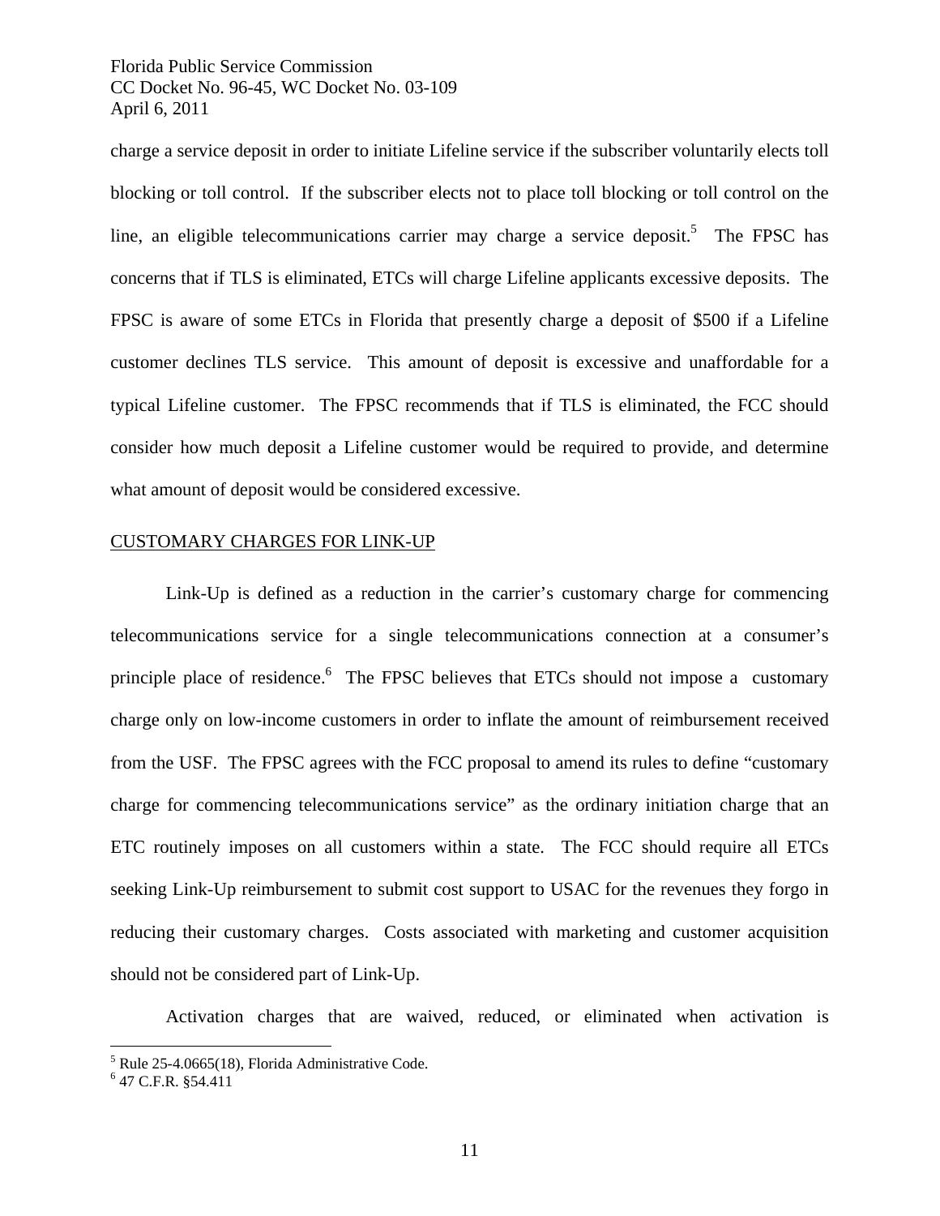charge a service deposit in order to initiate Lifeline service if the subscriber voluntarily elects toll blocking or toll control. If the subscriber elects not to place toll blocking or toll control on the line, an eligible telecommunications carrier may charge a service deposit.[5] The FPSC has concerns that if TLS is eliminated, ETCs will charge Lifeline applicants excessive deposits. The FPSC is aware of some ETCs in Florida that presently charge a deposit of $500 if a Lifeline customer declines TLS service. This amount of deposit is excessive and unaffordable for a typical Lifeline customer. The FPSC recommends that if TLS is eliminated, the FCC should consider how much deposit a Lifeline customer would be required to provide, and determine what amount of deposit would be considered excessive.

<u>CUSTOMARY CHARGES FOR LINK-UP</u>

Link-Up is defined as a reduction in the carrier's customary charge for commencing telecommunications service for a single telecommunications connection at a consumer's principle place of residence.[6] The FPSC believes that ETCs should not impose a customary charge only on low-income customers in order to inflate the amount of reimbursement received from the USF. The FPSC agrees with the FCC proposal to amend its rules to define "customary charge for commencing telecommunications service" as the ordinary initiation charge that an ETC routinely imposes on all customers within a state. The FCC should require all ETCs seeking Link-Up reimbursement to submit cost support to USAC for the revenues they forgo in reducing their customary charges. Costs associated with marketing and customer acquisition should not be considered part of Link-Up.

Activation charges that are waived, reduced, or eliminated when activation is

---

[5] Rule 25-4.0665(18), Florida Administrative Code.

[6] 47 C.F.R. §54.411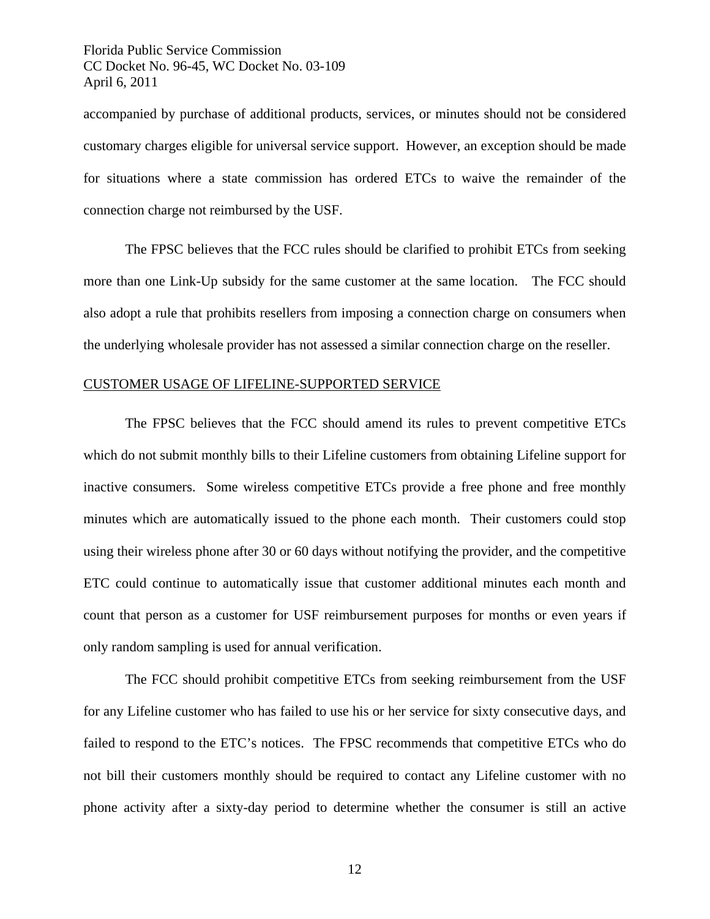accompanied by purchase of additional products, services, or minutes should not be considered customary charges eligible for universal service support. However, an exception should be made for situations where a state commission has ordered ETCs to waive the remainder of the connection charge not reimbursed by the USF.

The FPSC believes that the FCC rules should be clarified to prohibit ETCs from seeking more than one Link-Up subsidy for the same customer at the same location. The FCC should also adopt a rule that prohibits resellers from imposing a connection charge on consumers when the underlying wholesale provider has not assessed a similar connection charge on the reseller.

CUSTOMER USAGE OF LIFELINE-SUPPORTED SERVICE

The FPSC believes that the FCC should amend its rules to prevent competitive ETCs which do not submit monthly bills to their Lifeline customers from obtaining Lifeline support for inactive consumers. Some wireless competitive ETCs provide a free phone and free monthly minutes which are automatically issued to the phone each month. Their customers could stop using their wireless phone after 30 or 60 days without notifying the provider, and the competitive ETC could continue to automatically issue that customer additional minutes each month and count that person as a customer for USF reimbursement purposes for months or even years if only random sampling is used for annual verification.

The FCC should prohibit competitive ETCs from seeking reimbursement from the USF for any Lifeline customer who has failed to use his or her service for sixty consecutive days, and failed to respond to the ETC's notices. The FPSC recommends that competitive ETCs who do not bill their customers monthly should be required to contact any Lifeline customer with no phone activity after a sixty-day period to determine whether the consumer is still an active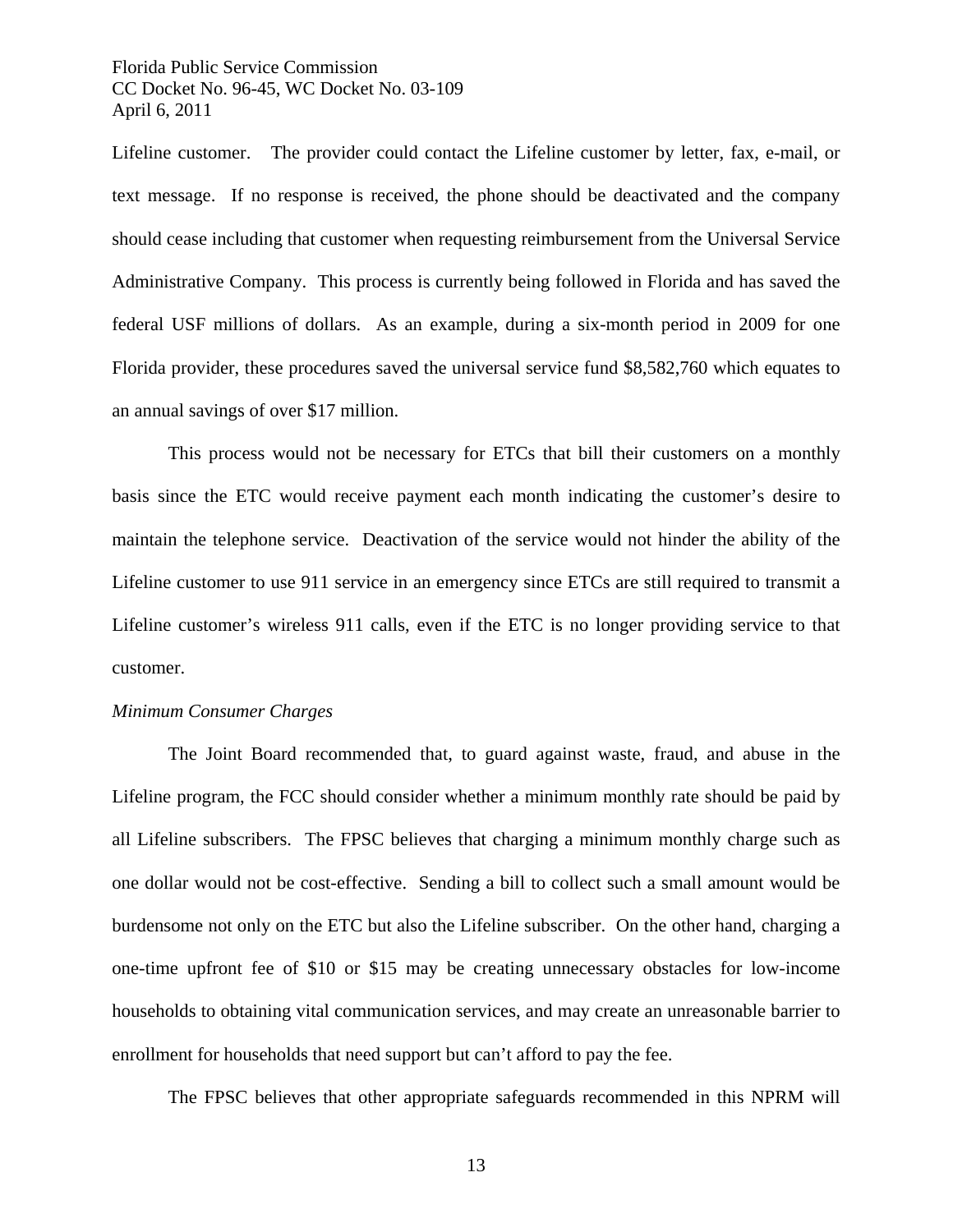Lifeline customer. The provider could contact the Lifeline customer by letter, fax, e-mail, or text message. If no response is received, the phone should be deactivated and the company should cease including that customer when requesting reimbursement from the Universal Service Administrative Company. This process is currently being followed in Florida and has saved the federal USF millions of dollars. As an example, during a six-month period in 2009 for one Florida provider, these procedures saved the universal service fund $8,582,760 which equates to an annual savings of over $17 million.

This process would not be necessary for ETCs that bill their customers on a monthly basis since the ETC would receive payment each month indicating the customer's desire to maintain the telephone service. Deactivation of the service would not hinder the ability of the Lifeline customer to use 911 service in an emergency since ETCs are still required to transmit a Lifeline customer's wireless 911 calls, even if the ETC is no longer providing service to that customer.

*Minimum Consumer Charges*

The Joint Board recommended that, to guard against waste, fraud, and abuse in the Lifeline program, the FCC should consider whether a minimum monthly rate should be paid by all Lifeline subscribers. The FPSC believes that charging a minimum monthly charge such as one dollar would not be cost-effective. Sending a bill to collect such a small amount would be burdensome not only on the ETC but also the Lifeline subscriber. On the other hand, charging a one-time upfront fee of $10 or $15 may be creating unnecessary obstacles for low-income households to obtaining vital communication services, and may create an unreasonable barrier to enrollment for households that need support but can't afford to pay the fee.

The FPSC believes that other appropriate safeguards recommended in this NPRM will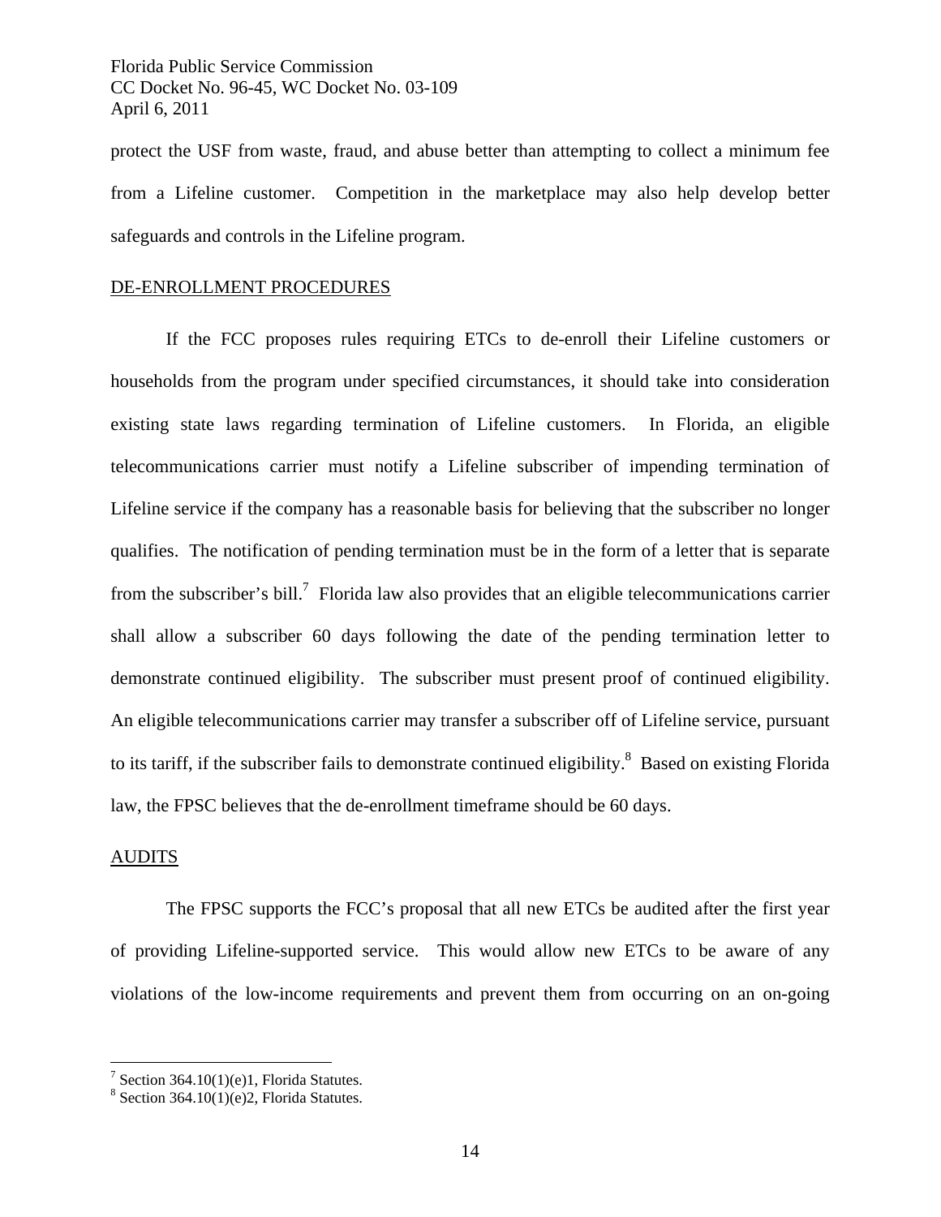protect the USF from waste, fraud, and abuse better than attempting to collect a minimum fee from a Lifeline customer. Competition in the marketplace may also help develop better safeguards and controls in the Lifeline program.

## DE-ENROLLMENT PROCEDURES

If the FCC proposes rules requiring ETCs to de-enroll their Lifeline customers or households from the program under specified circumstances, it should take into consideration existing state laws regarding termination of Lifeline customers. In Florida, an eligible telecommunications carrier must notify a Lifeline subscriber of impending termination of Lifeline service if the company has a reasonable basis for believing that the subscriber no longer qualifies. The notification of pending termination must be in the form of a letter that is separate from the subscriber's bill.[7] Florida law also provides that an eligible telecommunications carrier shall allow a subscriber 60 days following the date of the pending termination letter to demonstrate continued eligibility. The subscriber must present proof of continued eligibility. An eligible telecommunications carrier may transfer a subscriber off of Lifeline service, pursuant to its tariff, if the subscriber fails to demonstrate continued eligibility.[8] Based on existing Florida law, the FPSC believes that the de-enrollment timeframe should be 60 days.

## AUDITS

The FPSC supports the FCC's proposal that all new ETCs be audited after the first year of providing Lifeline-supported service. This would allow new ETCs to be aware of any violations of the low-income requirements and prevent them from occurring on an on-going

[7] Section 364.10(1)(e)1, Florida Statutes.

[8] Section 364.10(1)(e)2, Florida Statutes.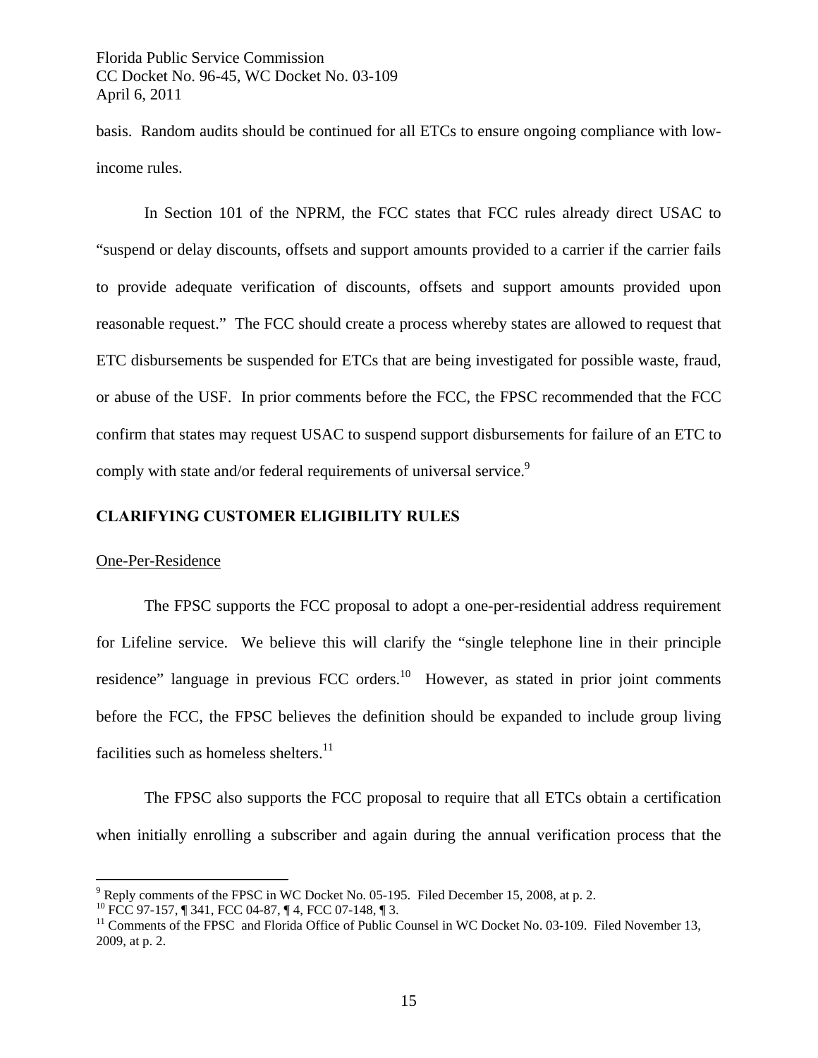basis. Random audits should be continued for all ETCs to ensure ongoing compliance with low-income rules.

In Section 101 of the NPRM, the FCC states that FCC rules already direct USAC to "suspend or delay discounts, offsets and support amounts provided to a carrier if the carrier fails to provide adequate verification of discounts, offsets and support amounts provided upon reasonable request." The FCC should create a process whereby states are allowed to request that ETC disbursements be suspended for ETCs that are being investigated for possible waste, fraud, or abuse of the USF. In prior comments before the FCC, the FPSC recommended that the FCC confirm that states may request USAC to suspend support disbursements for failure of an ETC to comply with state and/or federal requirements of universal service.[9]

## CLARIFYING CUSTOMER ELIGIBILITY RULES

<u>One-Per-Residence</u>

The FPSC supports the FCC proposal to adopt a one-per-residential address requirement for Lifeline service. We believe this will clarify the "single telephone line in their principle residence" language in previous FCC orders.[10] However, as stated in prior joint comments before the FCC, the FPSC believes the definition should be expanded to include group living facilities such as homeless shelters.[11]

The FPSC also supports the FCC proposal to require that all ETCs obtain a certification when initially enrolling a subscriber and again during the annual verification process that the

---

[9] Reply comments of the FPSC in WC Docket No. 05-195. Filed December 15, 2008, at p. 2.

[10] FCC 97-157, ¶ 341, FCC 04-87, ¶ 4, FCC 07-148, ¶ 3.

[11] Comments of the FPSC and Florida Office of Public Counsel in WC Docket No. 03-109. Filed November 13, 2009, at p. 2.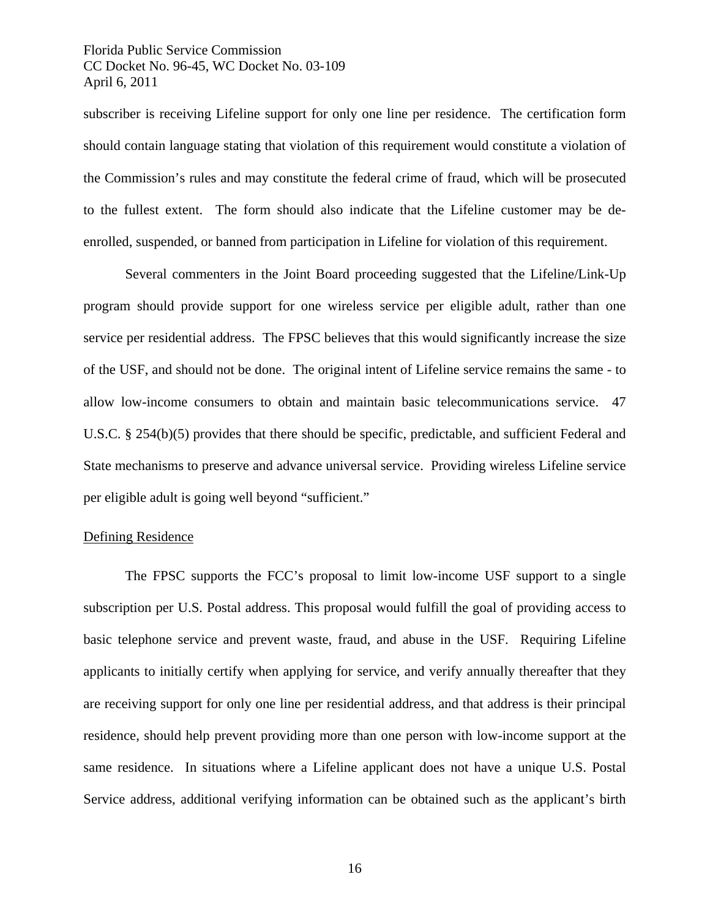subscriber is receiving Lifeline support for only one line per residence. The certification form should contain language stating that violation of this requirement would constitute a violation of the Commission's rules and may constitute the federal crime of fraud, which will be prosecuted to the fullest extent. The form should also indicate that the Lifeline customer may be de-enrolled, suspended, or banned from participation in Lifeline for violation of this requirement.

Several commenters in the Joint Board proceeding suggested that the Lifeline/Link-Up program should provide support for one wireless service per eligible adult, rather than one service per residential address. The FPSC believes that this would significantly increase the size of the USF, and should not be done. The original intent of Lifeline service remains the same - to allow low-income consumers to obtain and maintain basic telecommunications service. 47 U.S.C. § 254(b)(5) provides that there should be specific, predictable, and sufficient Federal and State mechanisms to preserve and advance universal service. Providing wireless Lifeline service per eligible adult is going well beyond "sufficient."

Defining Residence

The FPSC supports the FCC's proposal to limit low-income USF support to a single subscription per U.S. Postal address. This proposal would fulfill the goal of providing access to basic telephone service and prevent waste, fraud, and abuse in the USF. Requiring Lifeline applicants to initially certify when applying for service, and verify annually thereafter that they are receiving support for only one line per residential address, and that address is their principal residence, should help prevent providing more than one person with low-income support at the same residence. In situations where a Lifeline applicant does not have a unique U.S. Postal Service address, additional verifying information can be obtained such as the applicant's birth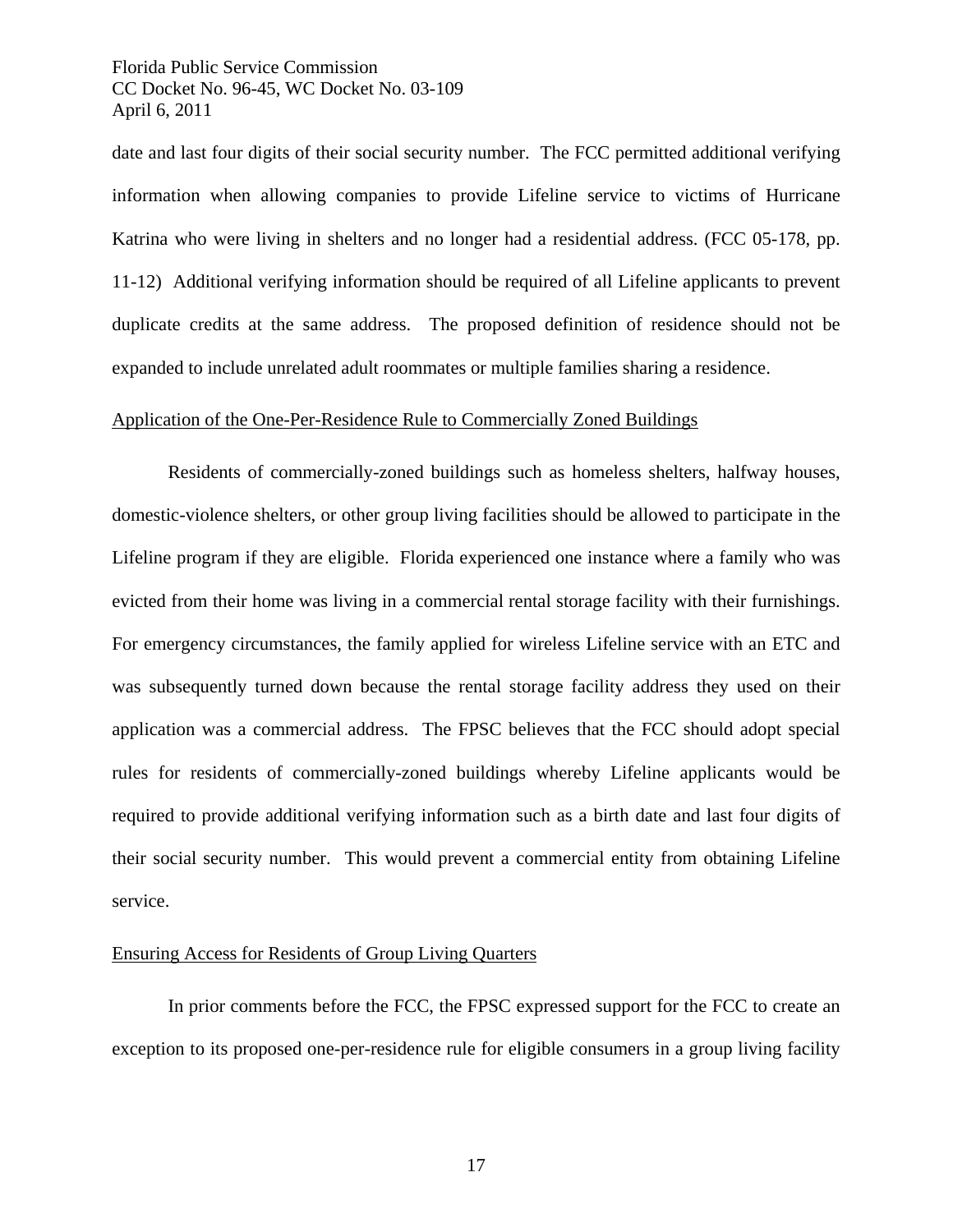date and last four digits of their social security number. The FCC permitted additional verifying information when allowing companies to provide Lifeline service to victims of Hurricane Katrina who were living in shelters and no longer had a residential address. (FCC 05-178, pp. 11-12) Additional verifying information should be required of all Lifeline applicants to prevent duplicate credits at the same address. The proposed definition of residence should not be expanded to include unrelated adult roommates or multiple families sharing a residence.

Application of the One-Per-Residence Rule to Commercially Zoned Buildings

Residents of commercially-zoned buildings such as homeless shelters, halfway houses, domestic-violence shelters, or other group living facilities should be allowed to participate in the Lifeline program if they are eligible. Florida experienced one instance where a family who was evicted from their home was living in a commercial rental storage facility with their furnishings. For emergency circumstances, the family applied for wireless Lifeline service with an ETC and was subsequently turned down because the rental storage facility address they used on their application was a commercial address. The FPSC believes that the FCC should adopt special rules for residents of commercially-zoned buildings whereby Lifeline applicants would be required to provide additional verifying information such as a birth date and last four digits of their social security number. This would prevent a commercial entity from obtaining Lifeline service.

Ensuring Access for Residents of Group Living Quarters

In prior comments before the FCC, the FPSC expressed support for the FCC to create an exception to its proposed one-per-residence rule for eligible consumers in a group living facility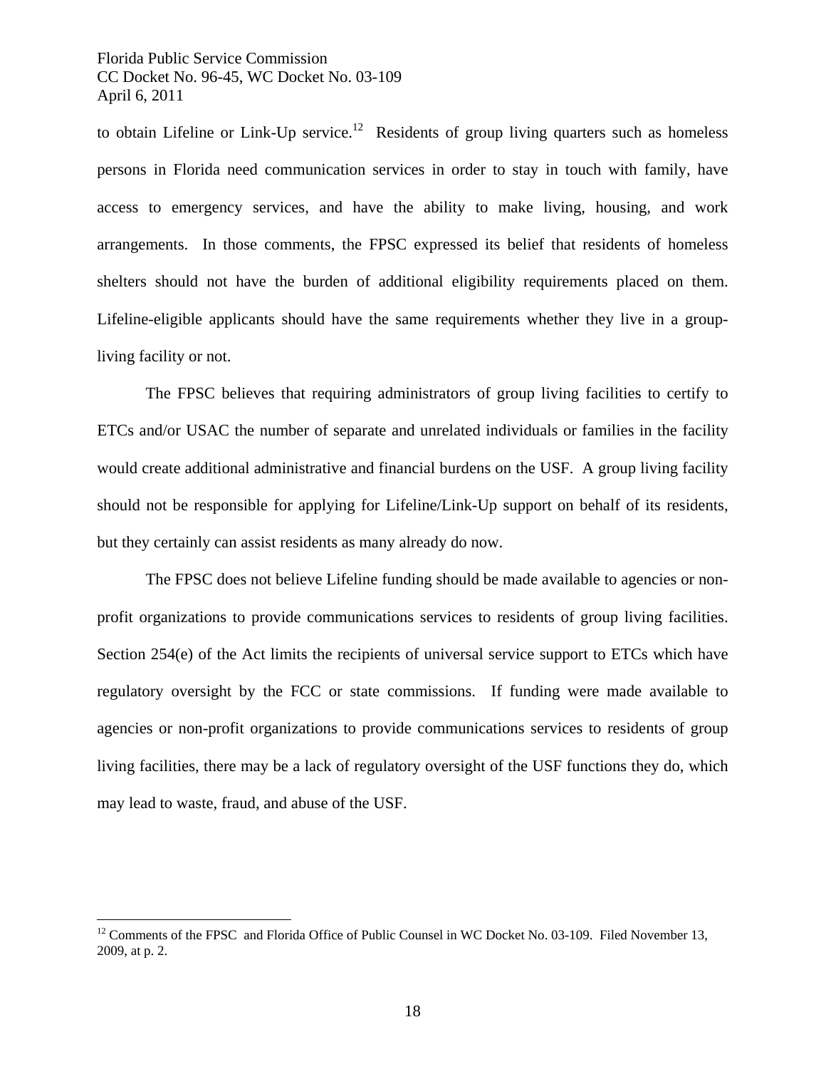to obtain Lifeline or Link-Up service.[12] Residents of group living quarters such as homeless persons in Florida need communication services in order to stay in touch with family, have access to emergency services, and have the ability to make living, housing, and work arrangements. In those comments, the FPSC expressed its belief that residents of homeless shelters should not have the burden of additional eligibility requirements placed on them. Lifeline-eligible applicants should have the same requirements whether they live in a group-living facility or not.

The FPSC believes that requiring administrators of group living facilities to certify to ETCs and/or USAC the number of separate and unrelated individuals or families in the facility would create additional administrative and financial burdens on the USF. A group living facility should not be responsible for applying for Lifeline/Link-Up support on behalf of its residents, but they certainly can assist residents as many already do now.

The FPSC does not believe Lifeline funding should be made available to agencies or non-profit organizations to provide communications services to residents of group living facilities. Section 254(e) of the Act limits the recipients of universal service support to ETCs which have regulatory oversight by the FCC or state commissions. If funding were made available to agencies or non-profit organizations to provide communications services to residents of group living facilities, there may be a lack of regulatory oversight of the USF functions they do, which may lead to waste, fraud, and abuse of the USF.

---

[12] Comments of the FPSC and Florida Office of Public Counsel in WC Docket No. 03-109. Filed November 13, 2009, at p. 2.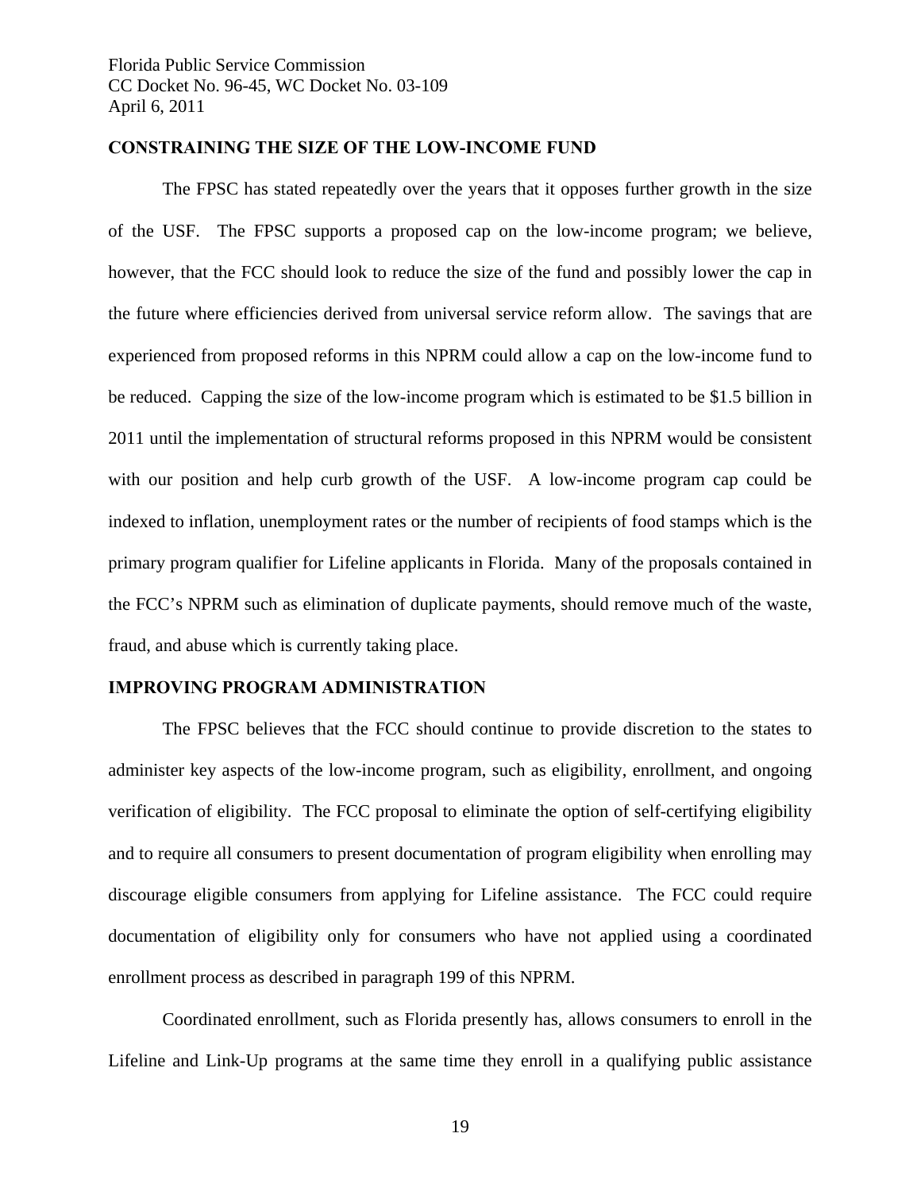## CONSTRAINING THE SIZE OF THE LOW-INCOME FUND

The FPSC has stated repeatedly over the years that it opposes further growth in the size of the USF. The FPSC supports a proposed cap on the low-income program; we believe, however, that the FCC should look to reduce the size of the fund and possibly lower the cap in the future where efficiencies derived from universal service reform allow. The savings that are experienced from proposed reforms in this NPRM could allow a cap on the low-income fund to be reduced. Capping the size of the low-income program which is estimated to be $1.5 billion in 2011 until the implementation of structural reforms proposed in this NPRM would be consistent with our position and help curb growth of the USF. A low-income program cap could be indexed to inflation, unemployment rates or the number of recipients of food stamps which is the primary program qualifier for Lifeline applicants in Florida. Many of the proposals contained in the FCC's NPRM such as elimination of duplicate payments, should remove much of the waste, fraud, and abuse which is currently taking place.

## IMPROVING PROGRAM ADMINISTRATION

The FPSC believes that the FCC should continue to provide discretion to the states to administer key aspects of the low-income program, such as eligibility, enrollment, and ongoing verification of eligibility. The FCC proposal to eliminate the option of self-certifying eligibility and to require all consumers to present documentation of program eligibility when enrolling may discourage eligible consumers from applying for Lifeline assistance. The FCC could require documentation of eligibility only for consumers who have not applied using a coordinated enrollment process as described in paragraph 199 of this NPRM.

Coordinated enrollment, such as Florida presently has, allows consumers to enroll in the Lifeline and Link-Up programs at the same time they enroll in a qualifying public assistance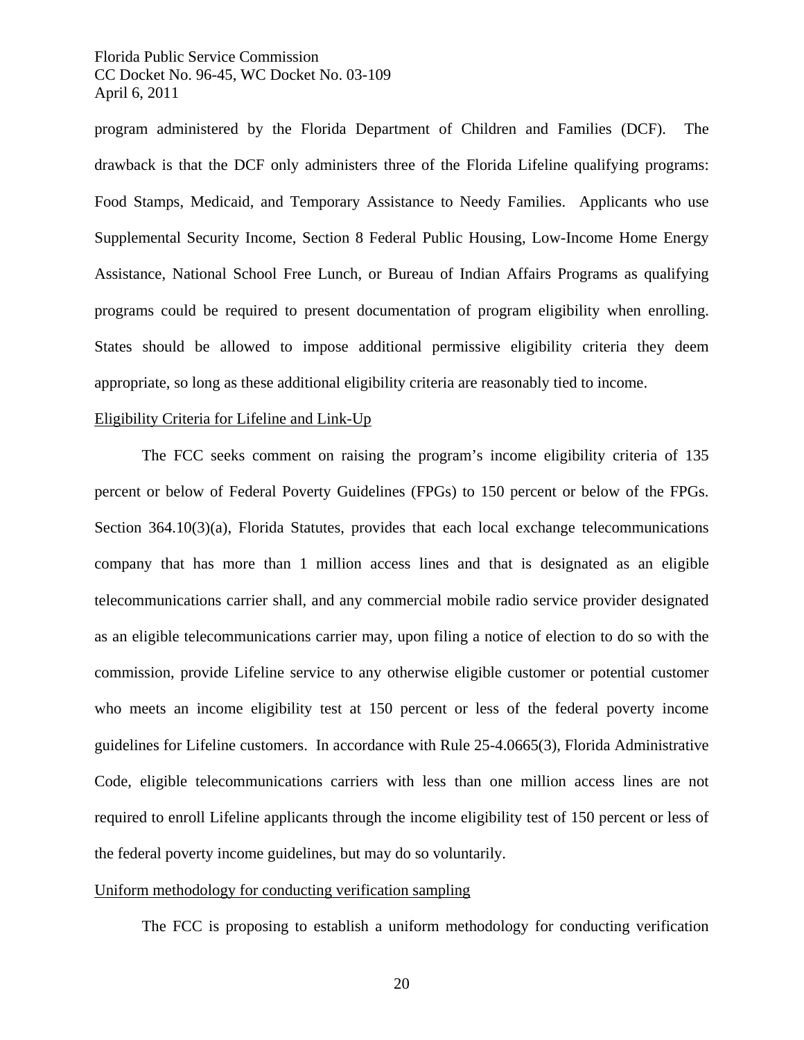program administered by the Florida Department of Children and Families (DCF). The drawback is that the DCF only administers three of the Florida Lifeline qualifying programs: Food Stamps, Medicaid, and Temporary Assistance to Needy Families. Applicants who use Supplemental Security Income, Section 8 Federal Public Housing, Low-Income Home Energy Assistance, National School Free Lunch, or Bureau of Indian Affairs Programs as qualifying programs could be required to present documentation of program eligibility when enrolling. States should be allowed to impose additional permissive eligibility criteria they deem appropriate, so long as these additional eligibility criteria are reasonably tied to income.

Eligibility Criteria for Lifeline and Link-Up

The FCC seeks comment on raising the program's income eligibility criteria of 135 percent or below of Federal Poverty Guidelines (FPGs) to 150 percent or below of the FPGs. Section 364.10(3)(a), Florida Statutes, provides that each local exchange telecommunications company that has more than 1 million access lines and that is designated as an eligible telecommunications carrier shall, and any commercial mobile radio service provider designated as an eligible telecommunications carrier may, upon filing a notice of election to do so with the commission, provide Lifeline service to any otherwise eligible customer or potential customer who meets an income eligibility test at 150 percent or less of the federal poverty income guidelines for Lifeline customers. In accordance with Rule 25-4.0665(3), Florida Administrative Code, eligible telecommunications carriers with less than one million access lines are not required to enroll Lifeline applicants through the income eligibility test of 150 percent or less of the federal poverty income guidelines, but may do so voluntarily.

Uniform methodology for conducting verification sampling

The FCC is proposing to establish a uniform methodology for conducting verification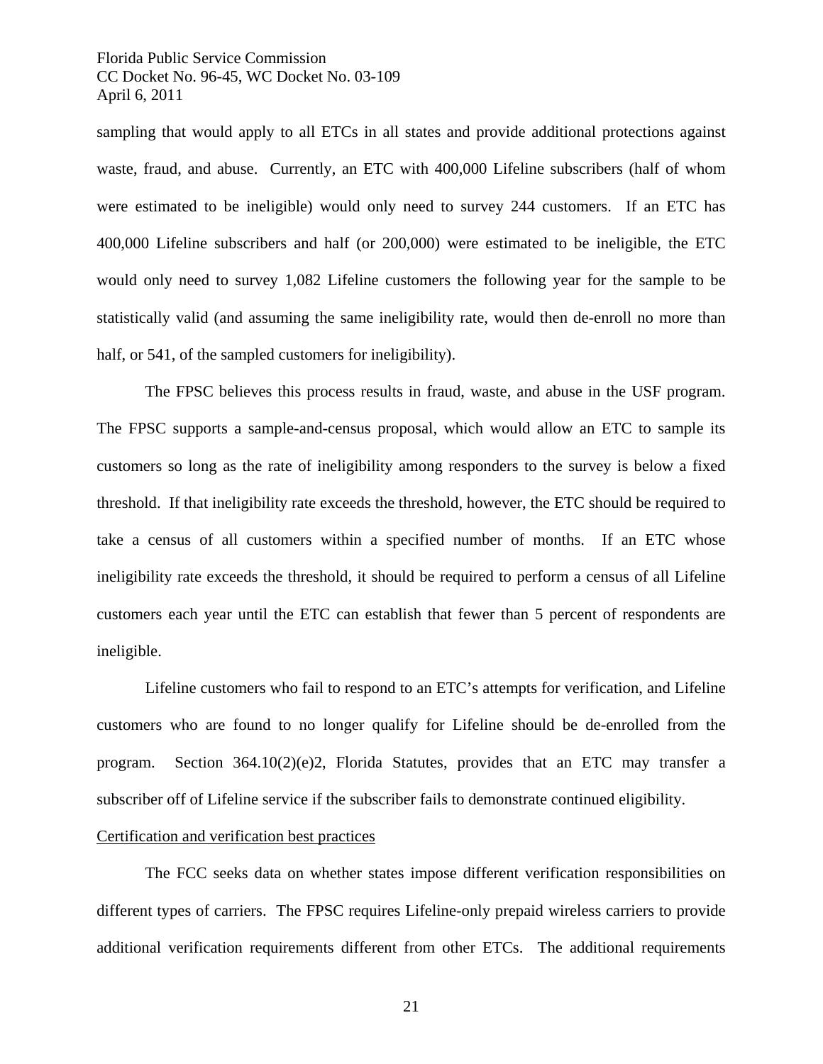sampling that would apply to all ETCs in all states and provide additional protections against waste, fraud, and abuse. Currently, an ETC with 400,000 Lifeline subscribers (half of whom were estimated to be ineligible) would only need to survey 244 customers. If an ETC has 400,000 Lifeline subscribers and half (or 200,000) were estimated to be ineligible, the ETC would only need to survey 1,082 Lifeline customers the following year for the sample to be statistically valid (and assuming the same ineligibility rate, would then de-enroll no more than half, or 541, of the sampled customers for ineligibility).

The FPSC believes this process results in fraud, waste, and abuse in the USF program. The FPSC supports a sample-and-census proposal, which would allow an ETC to sample its customers so long as the rate of ineligibility among responders to the survey is below a fixed threshold. If that ineligibility rate exceeds the threshold, however, the ETC should be required to take a census of all customers within a specified number of months. If an ETC whose ineligibility rate exceeds the threshold, it should be required to perform a census of all Lifeline customers each year until the ETC can establish that fewer than 5 percent of respondents are ineligible.

Lifeline customers who fail to respond to an ETC's attempts for verification, and Lifeline customers who are found to no longer qualify for Lifeline should be de-enrolled from the program. Section 364.10(2)(e)2, Florida Statutes, provides that an ETC may transfer a subscriber off of Lifeline service if the subscriber fails to demonstrate continued eligibility.

Certification and verification best practices

The FCC seeks data on whether states impose different verification responsibilities on different types of carriers. The FPSC requires Lifeline-only prepaid wireless carriers to provide additional verification requirements different from other ETCs. The additional requirements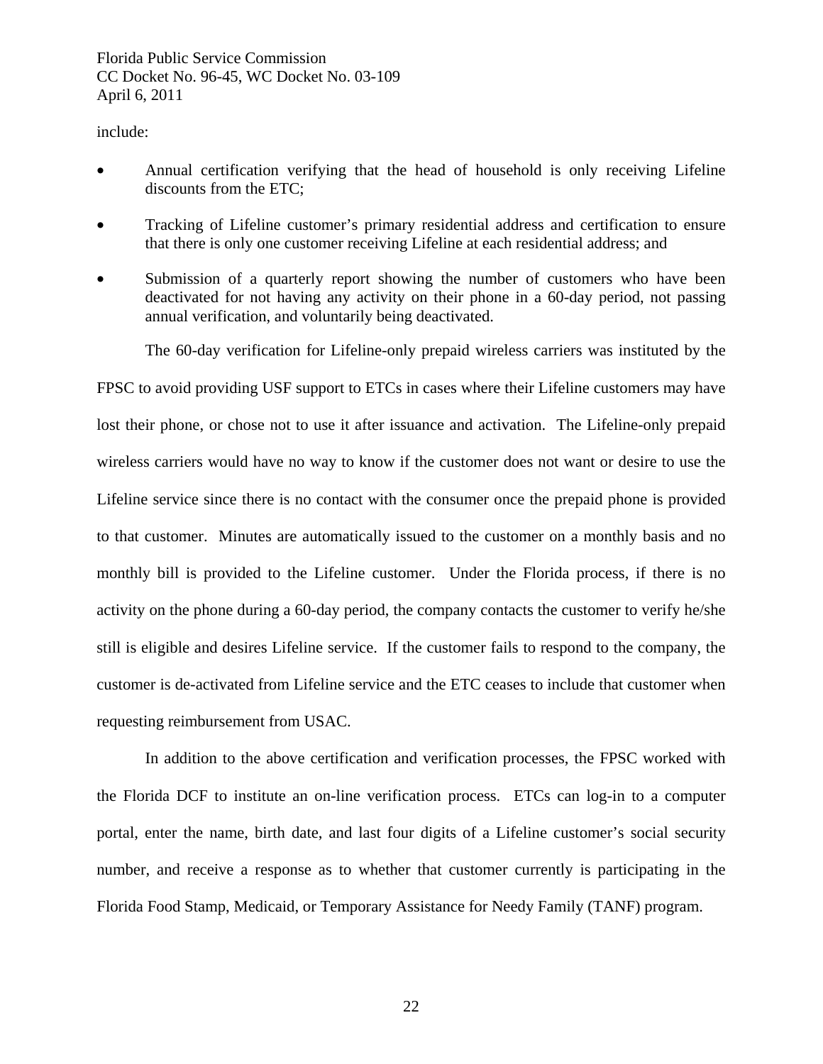include:

- Annual certification verifying that the head of household is only receiving Lifeline discounts from the ETC;
- Tracking of Lifeline customer's primary residential address and certification to ensure that there is only one customer receiving Lifeline at each residential address; and
- Submission of a quarterly report showing the number of customers who have been deactivated for not having any activity on their phone in a 60-day period, not passing annual verification, and voluntarily being deactivated.

The 60-day verification for Lifeline-only prepaid wireless carriers was instituted by the FPSC to avoid providing USF support to ETCs in cases where their Lifeline customers may have lost their phone, or chose not to use it after issuance and activation. The Lifeline-only prepaid wireless carriers would have no way to know if the customer does not want or desire to use the Lifeline service since there is no contact with the consumer once the prepaid phone is provided to that customer. Minutes are automatically issued to the customer on a monthly basis and no monthly bill is provided to the Lifeline customer. Under the Florida process, if there is no activity on the phone during a 60-day period, the company contacts the customer to verify he/she still is eligible and desires Lifeline service. If the customer fails to respond to the company, the customer is de-activated from Lifeline service and the ETC ceases to include that customer when requesting reimbursement from USAC.

In addition to the above certification and verification processes, the FPSC worked with the Florida DCF to institute an on-line verification process. ETCs can log-in to a computer portal, enter the name, birth date, and last four digits of a Lifeline customer's social security number, and receive a response as to whether that customer currently is participating in the Florida Food Stamp, Medicaid, or Temporary Assistance for Needy Family (TANF) program.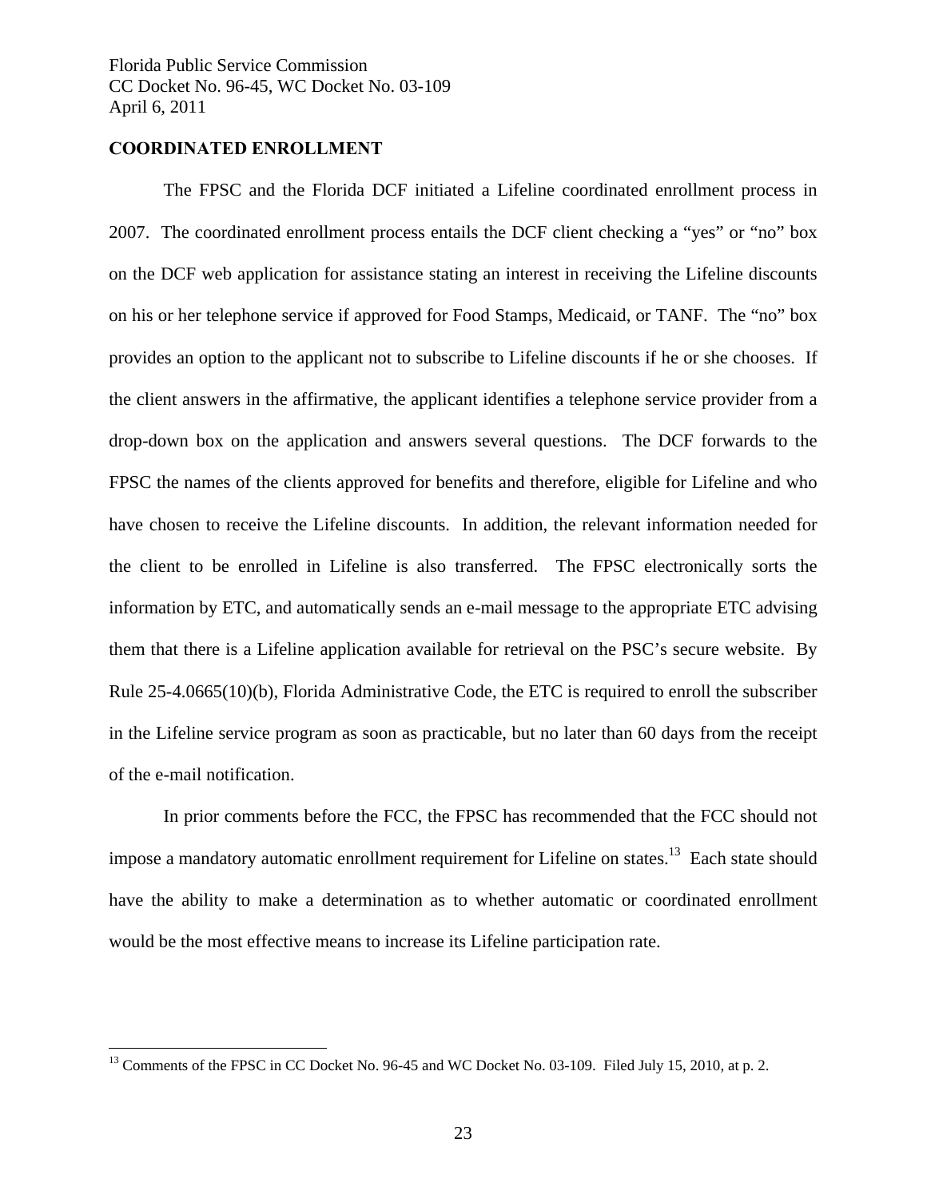## COORDINATED ENROLLMENT

The FPSC and the Florida DCF initiated a Lifeline coordinated enrollment process in 2007. The coordinated enrollment process entails the DCF client checking a "yes" or "no" box on the DCF web application for assistance stating an interest in receiving the Lifeline discounts on his or her telephone service if approved for Food Stamps, Medicaid, or TANF. The "no" box provides an option to the applicant not to subscribe to Lifeline discounts if he or she chooses. If the client answers in the affirmative, the applicant identifies a telephone service provider from a drop-down box on the application and answers several questions. The DCF forwards to the FPSC the names of the clients approved for benefits and therefore, eligible for Lifeline and who have chosen to receive the Lifeline discounts. In addition, the relevant information needed for the client to be enrolled in Lifeline is also transferred. The FPSC electronically sorts the information by ETC, and automatically sends an e-mail message to the appropriate ETC advising them that there is a Lifeline application available for retrieval on the PSC's secure website. By Rule 25-4.0665(10)(b), Florida Administrative Code, the ETC is required to enroll the subscriber in the Lifeline service program as soon as practicable, but no later than 60 days from the receipt of the e-mail notification.

In prior comments before the FCC, the FPSC has recommended that the FCC should not impose a mandatory automatic enrollment requirement for Lifeline on states.[13] Each state should have the ability to make a determination as to whether automatic or coordinated enrollment would be the most effective means to increase its Lifeline participation rate.

[13] Comments of the FPSC in CC Docket No. 96-45 and WC Docket No. 03-109. Filed July 15, 2010, at p. 2.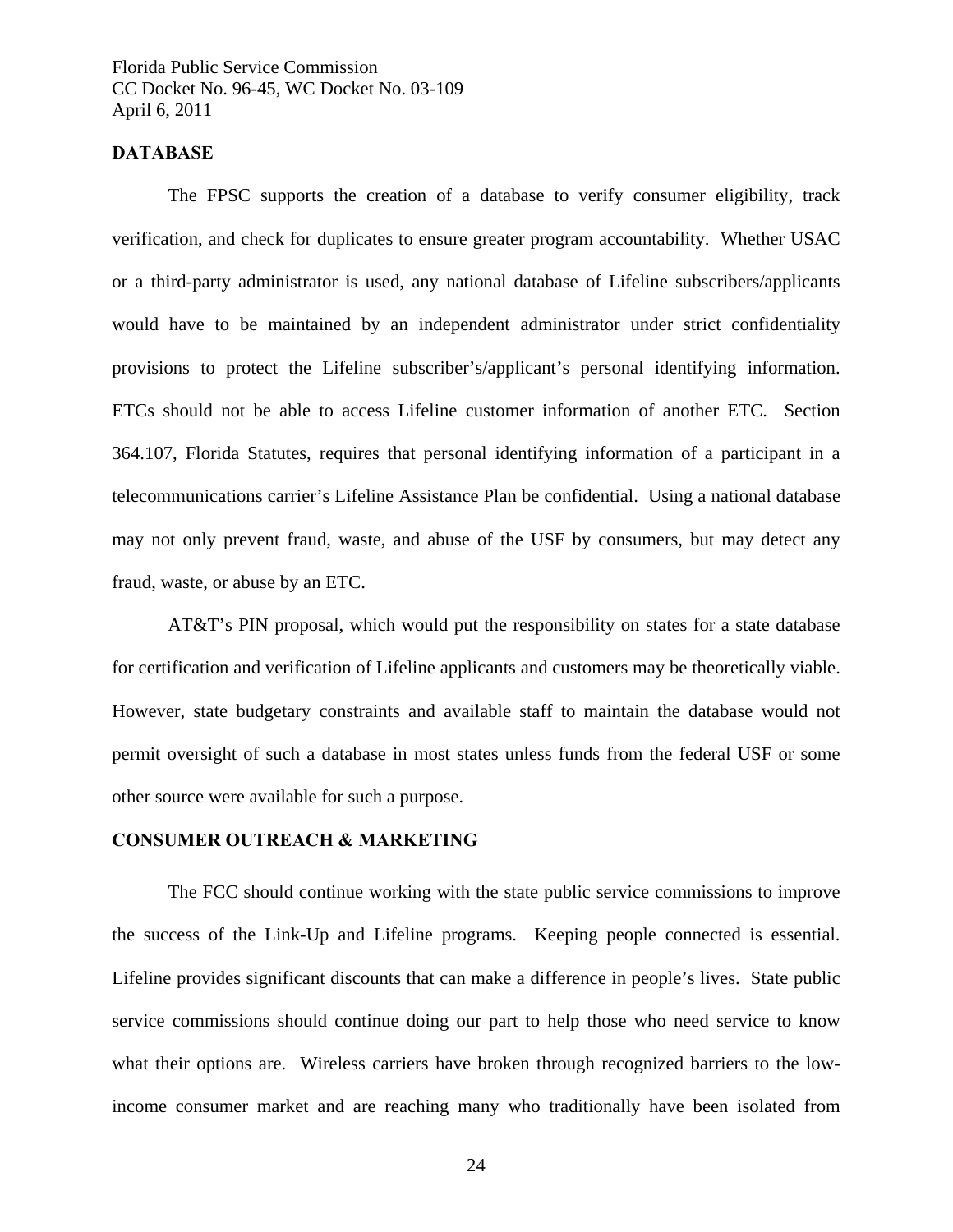## DATABASE

The FPSC supports the creation of a database to verify consumer eligibility, track verification, and check for duplicates to ensure greater program accountability. Whether USAC or a third-party administrator is used, any national database of Lifeline subscribers/applicants would have to be maintained by an independent administrator under strict confidentiality provisions to protect the Lifeline subscriber's/applicant's personal identifying information. ETCs should not be able to access Lifeline customer information of another ETC. Section 364.107, Florida Statutes, requires that personal identifying information of a participant in a telecommunications carrier's Lifeline Assistance Plan be confidential. Using a national database may not only prevent fraud, waste, and abuse of the USF by consumers, but may detect any fraud, waste, or abuse by an ETC.

AT&T's PIN proposal, which would put the responsibility on states for a state database for certification and verification of Lifeline applicants and customers may be theoretically viable. However, state budgetary constraints and available staff to maintain the database would not permit oversight of such a database in most states unless funds from the federal USF or some other source were available for such a purpose.

## CONSUMER OUTREACH & MARKETING

The FCC should continue working with the state public service commissions to improve the success of the Link-Up and Lifeline programs. Keeping people connected is essential. Lifeline provides significant discounts that can make a difference in people's lives. State public service commissions should continue doing our part to help those who need service to know what their options are. Wireless carriers have broken through recognized barriers to the low-income consumer market and are reaching many who traditionally have been isolated from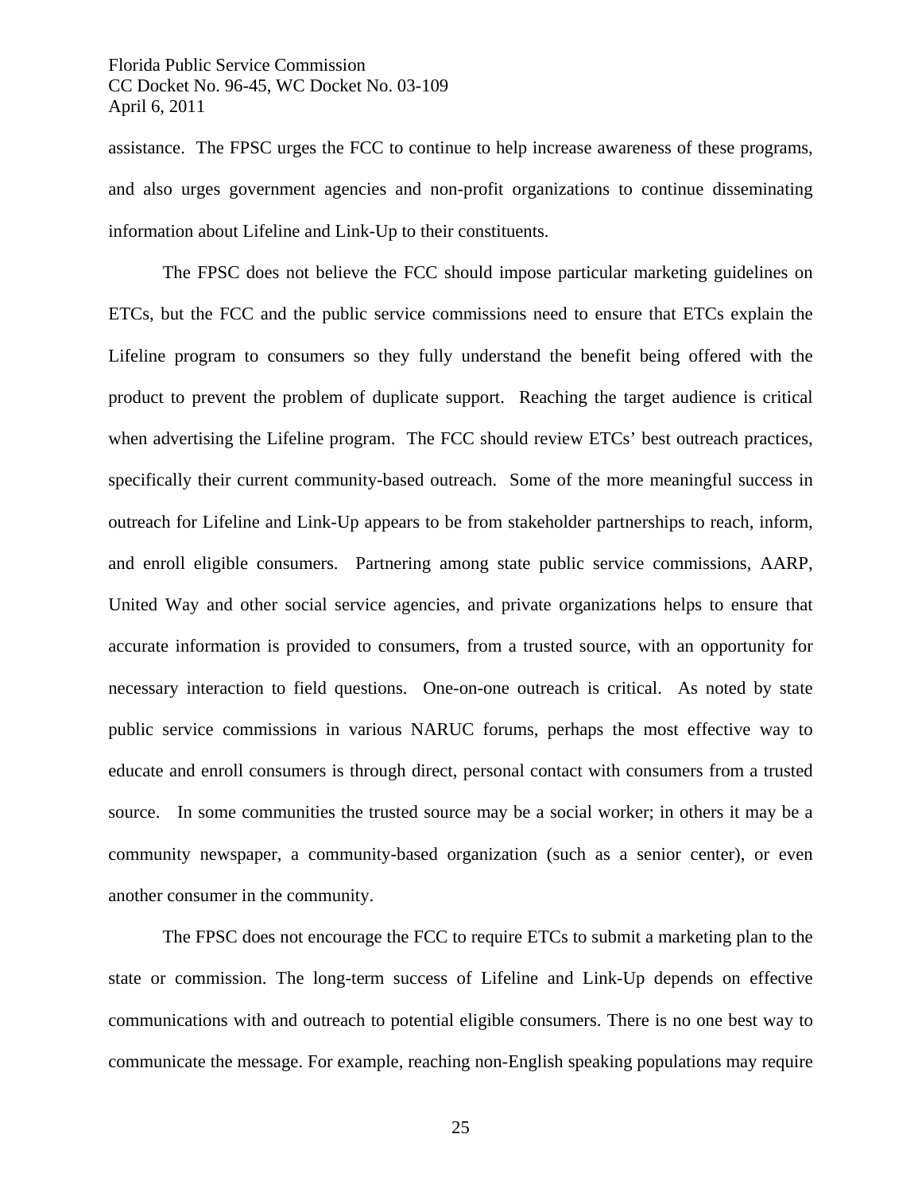assistance. The FPSC urges the FCC to continue to help increase awareness of these programs, and also urges government agencies and non-profit organizations to continue disseminating information about Lifeline and Link-Up to their constituents.

The FPSC does not believe the FCC should impose particular marketing guidelines on ETCs, but the FCC and the public service commissions need to ensure that ETCs explain the Lifeline program to consumers so they fully understand the benefit being offered with the product to prevent the problem of duplicate support. Reaching the target audience is critical when advertising the Lifeline program. The FCC should review ETCs' best outreach practices, specifically their current community-based outreach. Some of the more meaningful success in outreach for Lifeline and Link-Up appears to be from stakeholder partnerships to reach, inform, and enroll eligible consumers. Partnering among state public service commissions, AARP, United Way and other social service agencies, and private organizations helps to ensure that accurate information is provided to consumers, from a trusted source, with an opportunity for necessary interaction to field questions. One-on-one outreach is critical. As noted by state public service commissions in various NARUC forums, perhaps the most effective way to educate and enroll consumers is through direct, personal contact with consumers from a trusted source. In some communities the trusted source may be a social worker; in others it may be a community newspaper, a community-based organization (such as a senior center), or even another consumer in the community.

The FPSC does not encourage the FCC to require ETCs to submit a marketing plan to the state or commission. The long-term success of Lifeline and Link-Up depends on effective communications with and outreach to potential eligible consumers. There is no one best way to communicate the message. For example, reaching non-English speaking populations may require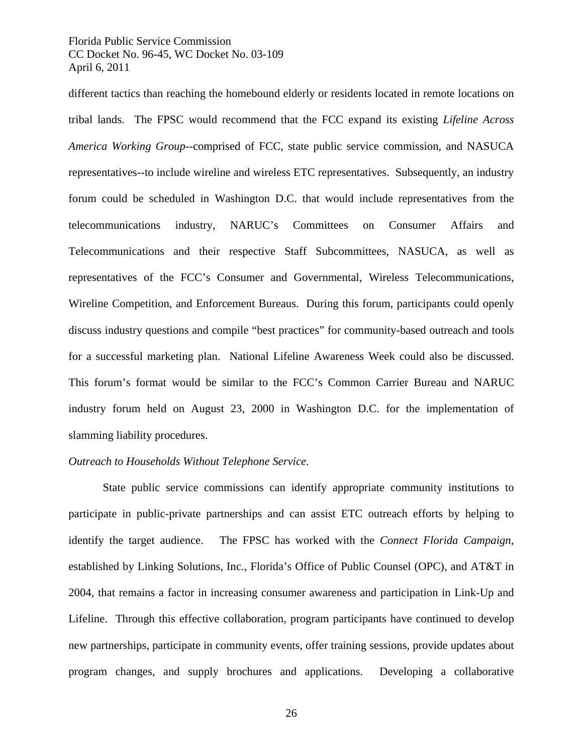different tactics than reaching the homebound elderly or residents located in remote locations on tribal lands. The FPSC would recommend that the FCC expand its existing *Lifeline Across America Working Group*--comprised of FCC, state public service commission, and NASUCA representatives--to include wireline and wireless ETC representatives. Subsequently, an industry forum could be scheduled in Washington D.C. that would include representatives from the telecommunications industry, NARUC's Committees on Consumer Affairs and Telecommunications and their respective Staff Subcommittees, NASUCA, as well as representatives of the FCC's Consumer and Governmental, Wireless Telecommunications, Wireline Competition, and Enforcement Bureaus. During this forum, participants could openly discuss industry questions and compile "best practices" for community-based outreach and tools for a successful marketing plan. National Lifeline Awareness Week could also be discussed. This forum's format would be similar to the FCC's Common Carrier Bureau and NARUC industry forum held on August 23, 2000 in Washington D.C. for the implementation of slamming liability procedures.

*Outreach to Households Without Telephone Service*.

State public service commissions can identify appropriate community institutions to participate in public-private partnerships and can assist ETC outreach efforts by helping to identify the target audience. The FPSC has worked with the *Connect Florida Campaign*, established by Linking Solutions, Inc., Florida's Office of Public Counsel (OPC), and AT&T in 2004, that remains a factor in increasing consumer awareness and participation in Link-Up and Lifeline. Through this effective collaboration, program participants have continued to develop new partnerships, participate in community events, offer training sessions, provide updates about program changes, and supply brochures and applications. Developing a collaborative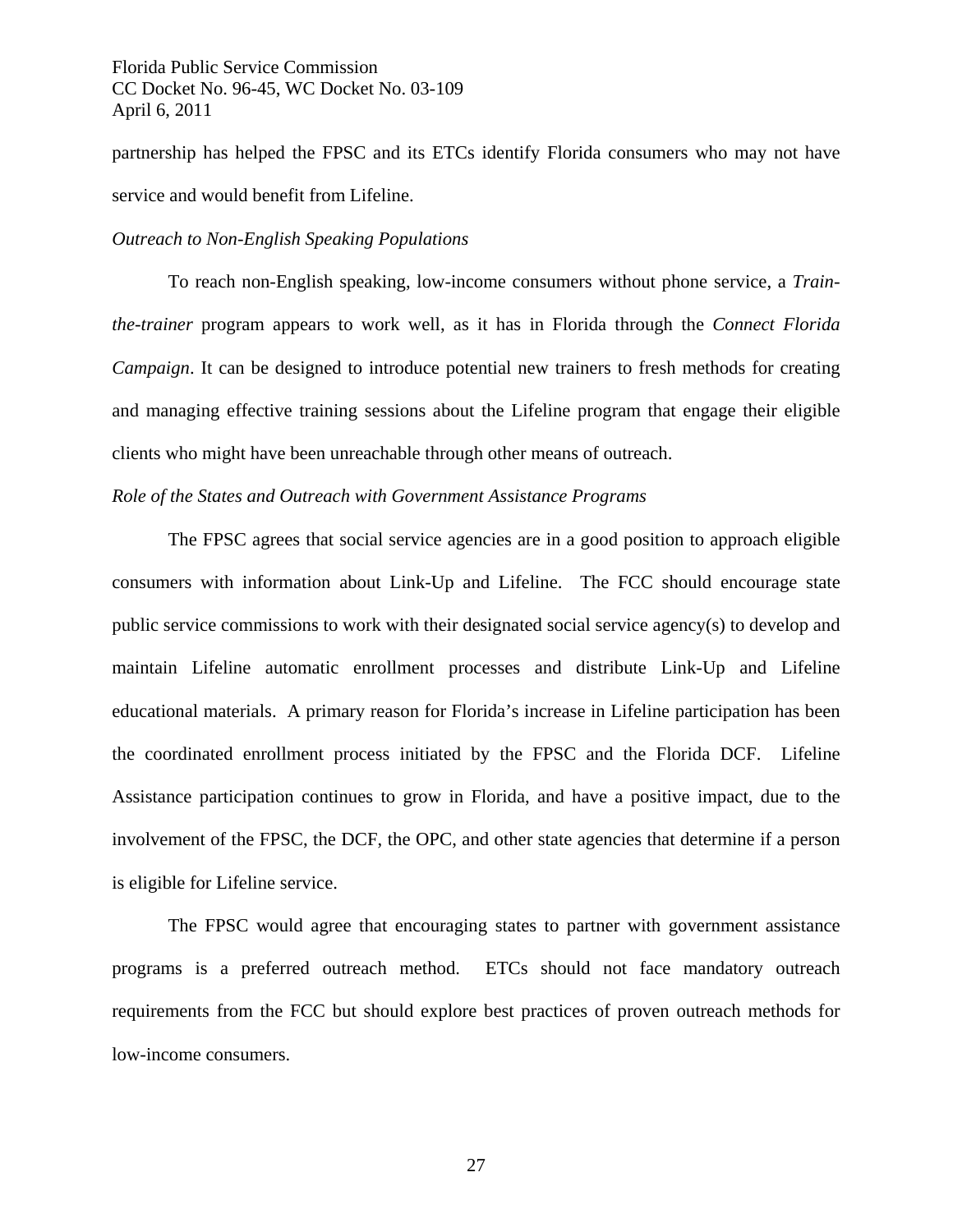partnership has helped the FPSC and its ETCs identify Florida consumers who may not have service and would benefit from Lifeline.

*Outreach to Non-English Speaking Populations*

To reach non-English speaking, low-income consumers without phone service, a *Train-the-trainer* program appears to work well, as it has in Florida through the *Connect Florida Campaign*. It can be designed to introduce potential new trainers to fresh methods for creating and managing effective training sessions about the Lifeline program that engage their eligible clients who might have been unreachable through other means of outreach.

*Role of the States and Outreach with Government Assistance Programs*

The FPSC agrees that social service agencies are in a good position to approach eligible consumers with information about Link-Up and Lifeline. The FCC should encourage state public service commissions to work with their designated social service agency(s) to develop and maintain Lifeline automatic enrollment processes and distribute Link-Up and Lifeline educational materials. A primary reason for Florida's increase in Lifeline participation has been the coordinated enrollment process initiated by the FPSC and the Florida DCF. Lifeline Assistance participation continues to grow in Florida, and have a positive impact, due to the involvement of the FPSC, the DCF, the OPC, and other state agencies that determine if a person is eligible for Lifeline service.

The FPSC would agree that encouraging states to partner with government assistance programs is a preferred outreach method. ETCs should not face mandatory outreach requirements from the FCC but should explore best practices of proven outreach methods for low-income consumers.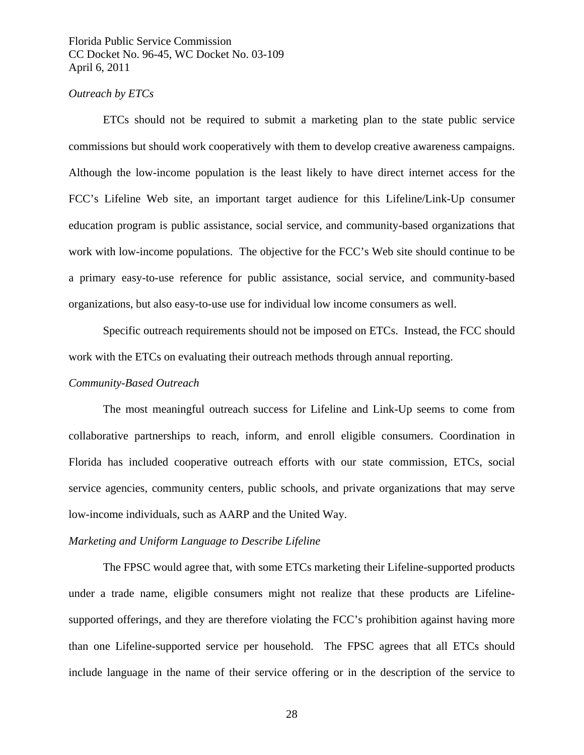*Outreach by ETCs*

ETCs should not be required to submit a marketing plan to the state public service commissions but should work cooperatively with them to develop creative awareness campaigns. Although the low-income population is the least likely to have direct internet access for the FCC's Lifeline Web site, an important target audience for this Lifeline/Link-Up consumer education program is public assistance, social service, and community-based organizations that work with low-income populations. The objective for the FCC's Web site should continue to be a primary easy-to-use reference for public assistance, social service, and community-based organizations, but also easy-to-use use for individual low income consumers as well.

Specific outreach requirements should not be imposed on ETCs. Instead, the FCC should work with the ETCs on evaluating their outreach methods through annual reporting.

*Community-Based Outreach*

The most meaningful outreach success for Lifeline and Link-Up seems to come from collaborative partnerships to reach, inform, and enroll eligible consumers. Coordination in Florida has included cooperative outreach efforts with our state commission, ETCs, social service agencies, community centers, public schools, and private organizations that may serve low-income individuals, such as AARP and the United Way.

*Marketing and Uniform Language to Describe Lifeline*

The FPSC would agree that, with some ETCs marketing their Lifeline-supported products under a trade name, eligible consumers might not realize that these products are Lifeline-supported offerings, and they are therefore violating the FCC's prohibition against having more than one Lifeline-supported service per household. The FPSC agrees that all ETCs should include language in the name of their service offering or in the description of the service to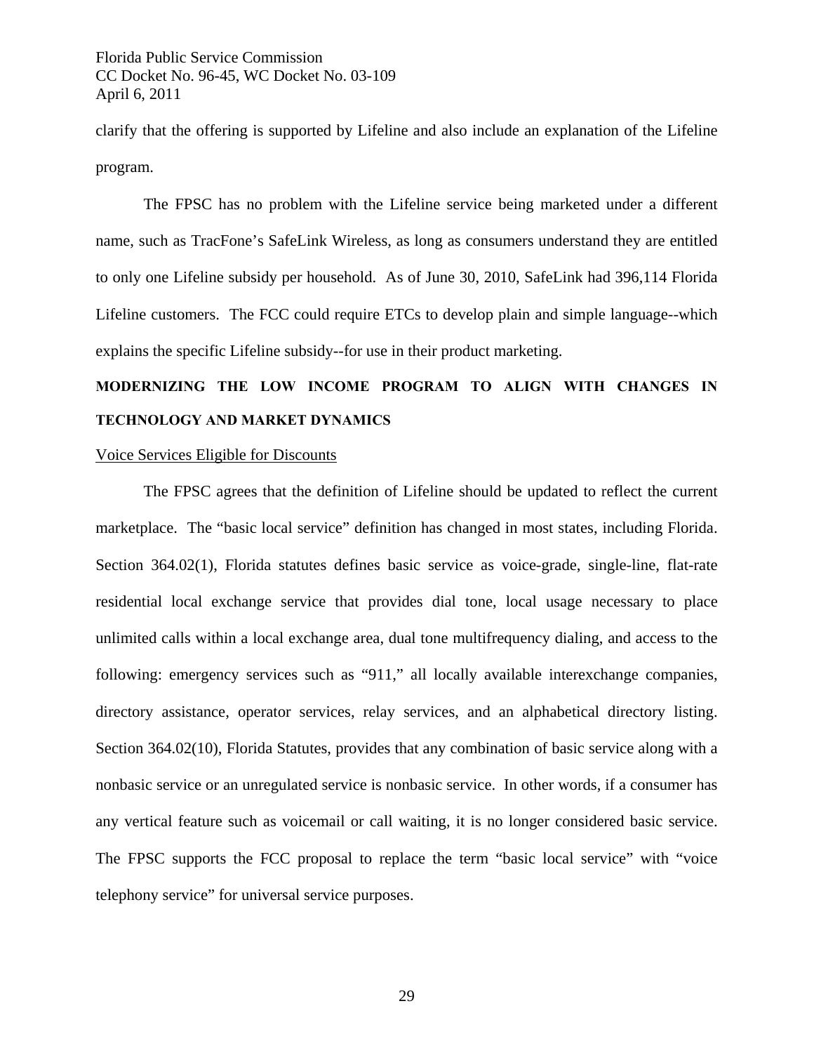clarify that the offering is supported by Lifeline and also include an explanation of the Lifeline program.

The FPSC has no problem with the Lifeline service being marketed under a different name, such as TracFone's SafeLink Wireless, as long as consumers understand they are entitled to only one Lifeline subsidy per household. As of June 30, 2010, SafeLink had 396,114 Florida Lifeline customers. The FCC could require ETCs to develop plain and simple language--which explains the specific Lifeline subsidy--for use in their product marketing.

## MODERNIZING THE LOW INCOME PROGRAM TO ALIGN WITH CHANGES IN TECHNOLOGY AND MARKET DYNAMICS

### Voice Services Eligible for Discounts

The FPSC agrees that the definition of Lifeline should be updated to reflect the current marketplace. The "basic local service" definition has changed in most states, including Florida. Section 364.02(1), Florida statutes defines basic service as voice-grade, single-line, flat-rate residential local exchange service that provides dial tone, local usage necessary to place unlimited calls within a local exchange area, dual tone multifrequency dialing, and access to the following: emergency services such as "911," all locally available interexchange companies, directory assistance, operator services, relay services, and an alphabetical directory listing. Section 364.02(10), Florida Statutes, provides that any combination of basic service along with a nonbasic service or an unregulated service is nonbasic service. In other words, if a consumer has any vertical feature such as voicemail or call waiting, it is no longer considered basic service. The FPSC supports the FCC proposal to replace the term "basic local service" with "voice telephony service" for universal service purposes.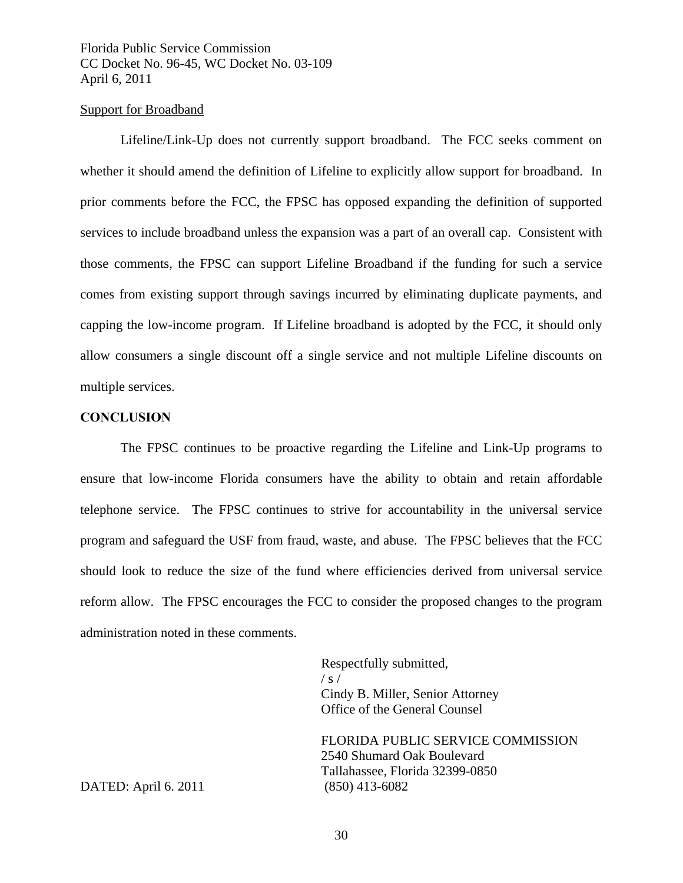Support for Broadband

Lifeline/Link-Up does not currently support broadband. The FCC seeks comment on whether it should amend the definition of Lifeline to explicitly allow support for broadband. In prior comments before the FCC, the FPSC has opposed expanding the definition of supported services to include broadband unless the expansion was a part of an overall cap. Consistent with those comments, the FPSC can support Lifeline Broadband if the funding for such a service comes from existing support through savings incurred by eliminating duplicate payments, and capping the low-income program. If Lifeline broadband is adopted by the FCC, it should only allow consumers a single discount off a single service and not multiple Lifeline discounts on multiple services.

**CONCLUSION**

The FPSC continues to be proactive regarding the Lifeline and Link-Up programs to ensure that low-income Florida consumers have the ability to obtain and retain affordable telephone service. The FPSC continues to strive for accountability in the universal service program and safeguard the USF from fraud, waste, and abuse. The FPSC believes that the FCC should look to reduce the size of the fund where efficiencies derived from universal service reform allow. The FPSC encourages the FCC to consider the proposed changes to the program administration noted in these comments.

Respectfully submitted,
/ s /
Cindy B. Miller, Senior Attorney
Office of the General Counsel

FLORIDA PUBLIC SERVICE COMMISSION
2540 Shumard Oak Boulevard
Tallahassee, Florida 32399-0850
(850) 413-6082

DATED: April 6. 2011